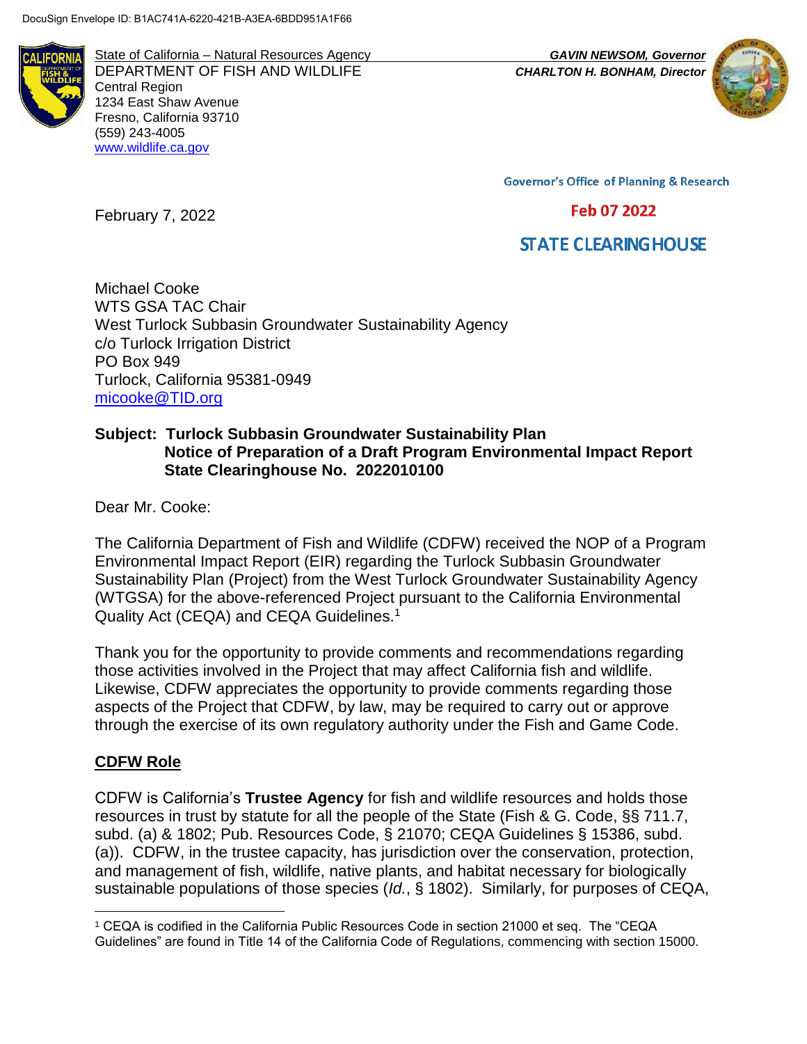DocuSign Envelope ID: B1AC741A-6220-421B-A3EA-6BDD951A1F66

State of California – Natural Resources Agency
DEPARTMENT OF FISH AND WILDLIFE
Central Region
1234 East Shaw Avenue
Fresno, California 93710
(559) 243-4005
www.wildlife.ca.gov

***GAVIN NEWSOM, Governor***
***CHARLTON H. BONHAM, Director***

Governor's Office of Planning & Research

Feb 07 2022

STATE CLEARINGHOUSE

February 7, 2022

Michael Cooke
WTS GSA TAC Chair
West Turlock Subbasin Groundwater Sustainability Agency
c/o Turlock Irrigation District
PO Box 949
Turlock, California 95381-0949
micooke@TID.org

**Subject: Turlock Subbasin Groundwater Sustainability Plan**
**Notice of Preparation of a Draft Program Environmental Impact Report**
**State Clearinghouse No. 2022010100**

Dear Mr. Cooke:

The California Department of Fish and Wildlife (CDFW) received the NOP of a Program Environmental Impact Report (EIR) regarding the Turlock Subbasin Groundwater Sustainability Plan (Project) from the West Turlock Groundwater Sustainability Agency (WTGSA) for the above-referenced Project pursuant to the California Environmental Quality Act (CEQA) and CEQA Guidelines.[1]

Thank you for the opportunity to provide comments and recommendations regarding those activities involved in the Project that may affect California fish and wildlife. Likewise, CDFW appreciates the opportunity to provide comments regarding those aspects of the Project that CDFW, by law, may be required to carry out or approve through the exercise of its own regulatory authority under the Fish and Game Code.

## CDFW Role

CDFW is California's **Trustee Agency** for fish and wildlife resources and holds those resources in trust by statute for all the people of the State (Fish & G. Code, §§ 711.7, subd. (a) & 1802; Pub. Resources Code, § 21070; CEQA Guidelines § 15386, subd. (a)). CDFW, in the trustee capacity, has jurisdiction over the conservation, protection, and management of fish, wildlife, native plants, and habitat necessary for biologically sustainable populations of those species (*Id.*, § 1802). Similarly, for purposes of CEQA,

[1] CEQA is codified in the California Public Resources Code in section 21000 et seq. The "CEQA Guidelines" are found in Title 14 of the California Code of Regulations, commencing with section 15000.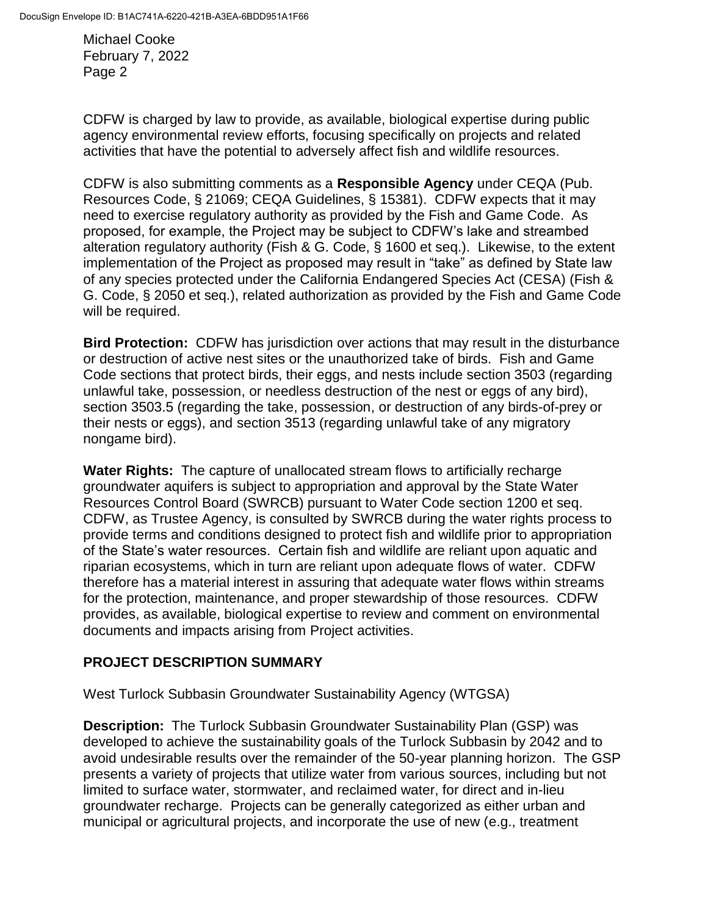CDFW is charged by law to provide, as available, biological expertise during public agency environmental review efforts, focusing specifically on projects and related activities that have the potential to adversely affect fish and wildlife resources.

CDFW is also submitting comments as a **Responsible Agency** under CEQA (Pub. Resources Code, § 21069; CEQA Guidelines, § 15381). CDFW expects that it may need to exercise regulatory authority as provided by the Fish and Game Code. As proposed, for example, the Project may be subject to CDFW's lake and streambed alteration regulatory authority (Fish & G. Code, § 1600 et seq.). Likewise, to the extent implementation of the Project as proposed may result in "take" as defined by State law of any species protected under the California Endangered Species Act (CESA) (Fish & G. Code, § 2050 et seq.), related authorization as provided by the Fish and Game Code will be required.

**Bird Protection:** CDFW has jurisdiction over actions that may result in the disturbance or destruction of active nest sites or the unauthorized take of birds. Fish and Game Code sections that protect birds, their eggs, and nests include section 3503 (regarding unlawful take, possession, or needless destruction of the nest or eggs of any bird), section 3503.5 (regarding the take, possession, or destruction of any birds-of-prey or their nests or eggs), and section 3513 (regarding unlawful take of any migratory nongame bird).

**Water Rights:** The capture of unallocated stream flows to artificially recharge groundwater aquifers is subject to appropriation and approval by the State Water Resources Control Board (SWRCB) pursuant to Water Code section 1200 et seq. CDFW, as Trustee Agency, is consulted by SWRCB during the water rights process to provide terms and conditions designed to protect fish and wildlife prior to appropriation of the State's water resources. Certain fish and wildlife are reliant upon aquatic and riparian ecosystems, which in turn are reliant upon adequate flows of water. CDFW therefore has a material interest in assuring that adequate water flows within streams for the protection, maintenance, and proper stewardship of those resources. CDFW provides, as available, biological expertise to review and comment on environmental documents and impacts arising from Project activities.

## PROJECT DESCRIPTION SUMMARY

West Turlock Subbasin Groundwater Sustainability Agency (WTGSA)

**Description:** The Turlock Subbasin Groundwater Sustainability Plan (GSP) was developed to achieve the sustainability goals of the Turlock Subbasin by 2042 and to avoid undesirable results over the remainder of the 50-year planning horizon. The GSP presents a variety of projects that utilize water from various sources, including but not limited to surface water, stormwater, and reclaimed water, for direct and in-lieu groundwater recharge. Projects can be generally categorized as either urban and municipal or agricultural projects, and incorporate the use of new (e.g., treatment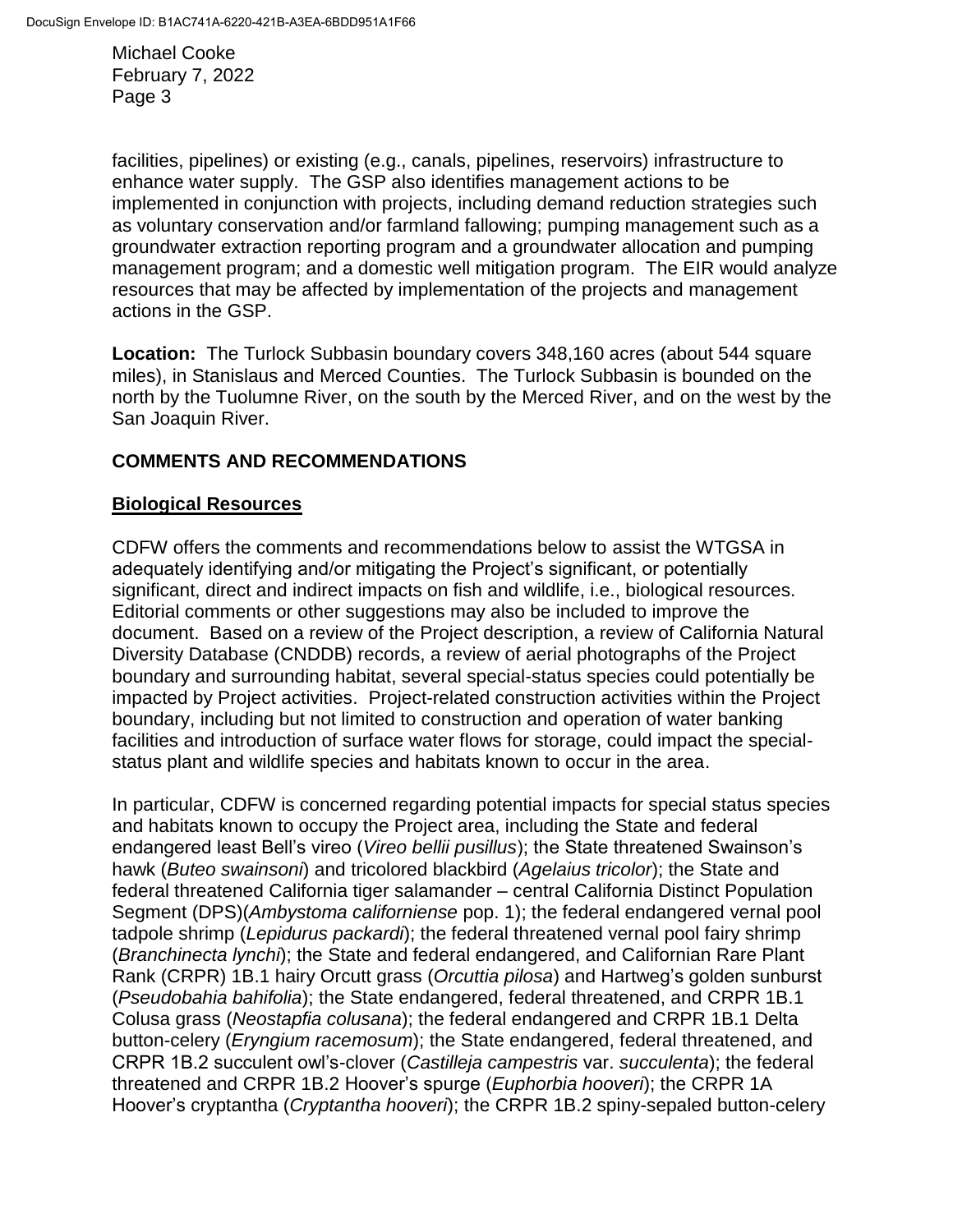facilities, pipelines) or existing (e.g., canals, pipelines, reservoirs) infrastructure to enhance water supply. The GSP also identifies management actions to be implemented in conjunction with projects, including demand reduction strategies such as voluntary conservation and/or farmland fallowing; pumping management such as a groundwater extraction reporting program and a groundwater allocation and pumping management program; and a domestic well mitigation program. The EIR would analyze resources that may be affected by implementation of the projects and management actions in the GSP.

**Location:** The Turlock Subbasin boundary covers 348,160 acres (about 544 square miles), in Stanislaus and Merced Counties. The Turlock Subbasin is bounded on the north by the Tuolumne River, on the south by the Merced River, and on the west by the San Joaquin River.

## COMMENTS AND RECOMMENDATIONS

### Biological Resources

CDFW offers the comments and recommendations below to assist the WTGSA in adequately identifying and/or mitigating the Project's significant, or potentially significant, direct and indirect impacts on fish and wildlife, i.e., biological resources. Editorial comments or other suggestions may also be included to improve the document. Based on a review of the Project description, a review of California Natural Diversity Database (CNDDB) records, a review of aerial photographs of the Project boundary and surrounding habitat, several special-status species could potentially be impacted by Project activities. Project-related construction activities within the Project boundary, including but not limited to construction and operation of water banking facilities and introduction of surface water flows for storage, could impact the special-status plant and wildlife species and habitats known to occur in the area.

In particular, CDFW is concerned regarding potential impacts for special status species and habitats known to occupy the Project area, including the State and federal endangered least Bell's vireo (*Vireo bellii pusillus*); the State threatened Swainson's hawk (*Buteo swainsoni*) and tricolored blackbird (*Agelaius tricolor*); the State and federal threatened California tiger salamander – central California Distinct Population Segment (DPS)(*Ambystoma californiense* pop. 1); the federal endangered vernal pool tadpole shrimp (*Lepidurus packardi*); the federal threatened vernal pool fairy shrimp (*Branchinecta lynchi*); the State and federal endangered, and Californian Rare Plant Rank (CRPR) 1B.1 hairy Orcutt grass (*Orcuttia pilosa*) and Hartweg's golden sunburst (*Pseudobahia bahifolia*); the State endangered, federal threatened, and CRPR 1B.1 Colusa grass (*Neostapfia colusana*); the federal endangered and CRPR 1B.1 Delta button-celery (*Eryngium racemosum*); the State endangered, federal threatened, and CRPR 1B.2 succulent owl's-clover (*Castilleja campestris* var. *succulenta*); the federal threatened and CRPR 1B.2 Hoover's spurge (*Euphorbia hooveri*); the CRPR 1A Hoover's cryptantha (*Cryptantha hooveri*); the CRPR 1B.2 spiny-sepaled button-celery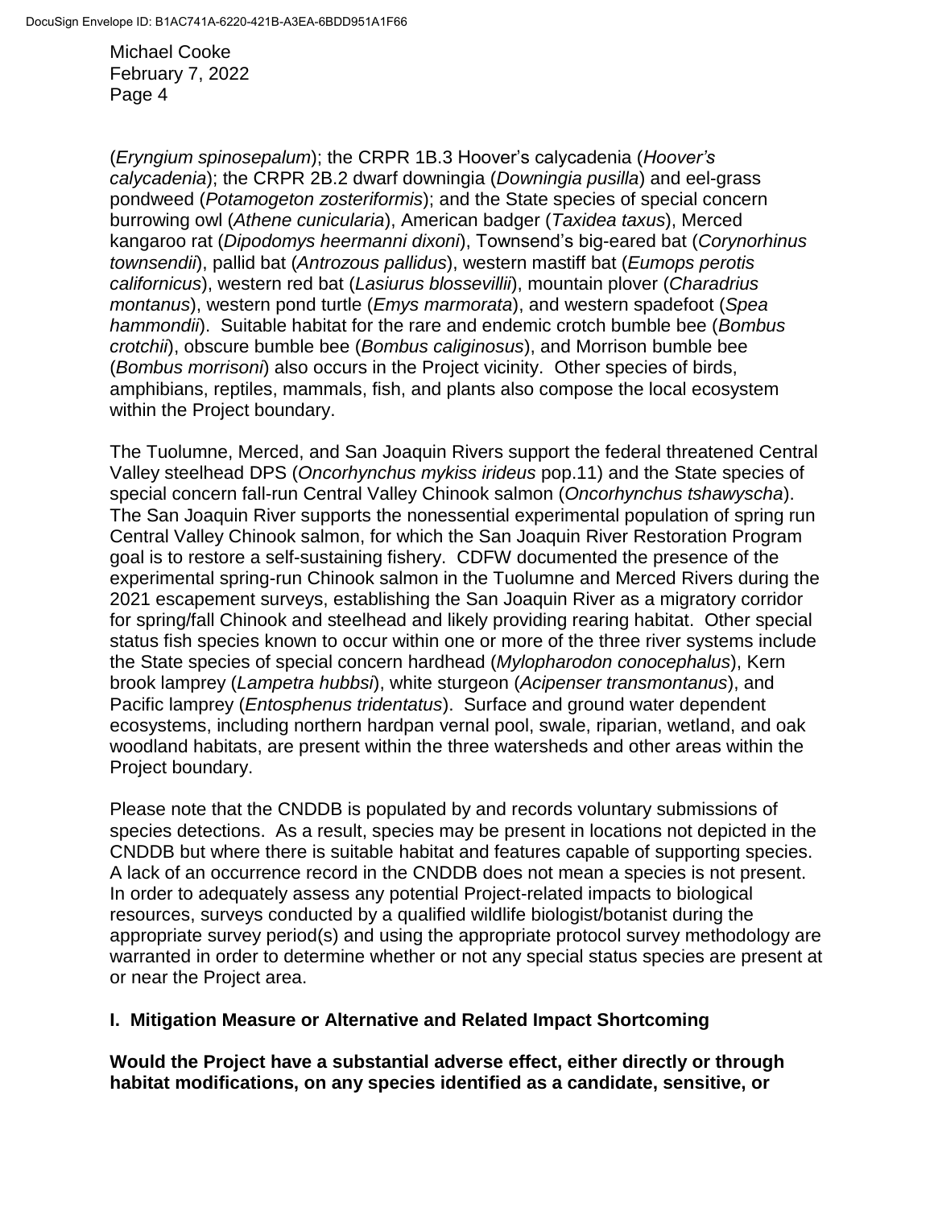(*Eryngium spinosepalum*); the CRPR 1B.3 Hoover's calycadenia (*Hoover's calycadenia*); the CRPR 2B.2 dwarf downingia (*Downingia pusilla*) and eel-grass pondweed (*Potamogeton zosteriformis*); and the State species of special concern burrowing owl (*Athene cunicularia*), American badger (*Taxidea taxus*), Merced kangaroo rat (*Dipodomys heermanni dixoni*), Townsend's big-eared bat (*Corynorhinus townsendii*), pallid bat (*Antrozous pallidus*), western mastiff bat (*Eumops perotis californicus*), western red bat (*Lasiurus blossevillii*), mountain plover (*Charadrius montanus*), western pond turtle (*Emys marmorata*), and western spadefoot (*Spea hammondii*). Suitable habitat for the rare and endemic crotch bumble bee (*Bombus crotchii*), obscure bumble bee (*Bombus caliginosus*), and Morrison bumble bee (*Bombus morrisoni*) also occurs in the Project vicinity. Other species of birds, amphibians, reptiles, mammals, fish, and plants also compose the local ecosystem within the Project boundary.

The Tuolumne, Merced, and San Joaquin Rivers support the federal threatened Central Valley steelhead DPS (*Oncorhynchus mykiss irideus* pop.11) and the State species of special concern fall-run Central Valley Chinook salmon (*Oncorhynchus tshawyscha*). The San Joaquin River supports the nonessential experimental population of spring run Central Valley Chinook salmon, for which the San Joaquin River Restoration Program goal is to restore a self-sustaining fishery. CDFW documented the presence of the experimental spring-run Chinook salmon in the Tuolumne and Merced Rivers during the 2021 escapement surveys, establishing the San Joaquin River as a migratory corridor for spring/fall Chinook and steelhead and likely providing rearing habitat. Other special status fish species known to occur within one or more of the three river systems include the State species of special concern hardhead (*Mylopharodon conocephalus*), Kern brook lamprey (*Lampetra hubbsi*), white sturgeon (*Acipenser transmontanus*), and Pacific lamprey (*Entosphenus tridentatus*). Surface and ground water dependent ecosystems, including northern hardpan vernal pool, swale, riparian, wetland, and oak woodland habitats, are present within the three watersheds and other areas within the Project boundary.

Please note that the CNDDB is populated by and records voluntary submissions of species detections. As a result, species may be present in locations not depicted in the CNDDB but where there is suitable habitat and features capable of supporting species. A lack of an occurrence record in the CNDDB does not mean a species is not present. In order to adequately assess any potential Project-related impacts to biological resources, surveys conducted by a qualified wildlife biologist/botanist during the appropriate survey period(s) and using the appropriate protocol survey methodology are warranted in order to determine whether or not any special status species are present at or near the Project area.

## I. Mitigation Measure or Alternative and Related Impact Shortcoming

**Would the Project have a substantial adverse effect, either directly or through habitat modifications, on any species identified as a candidate, sensitive, or**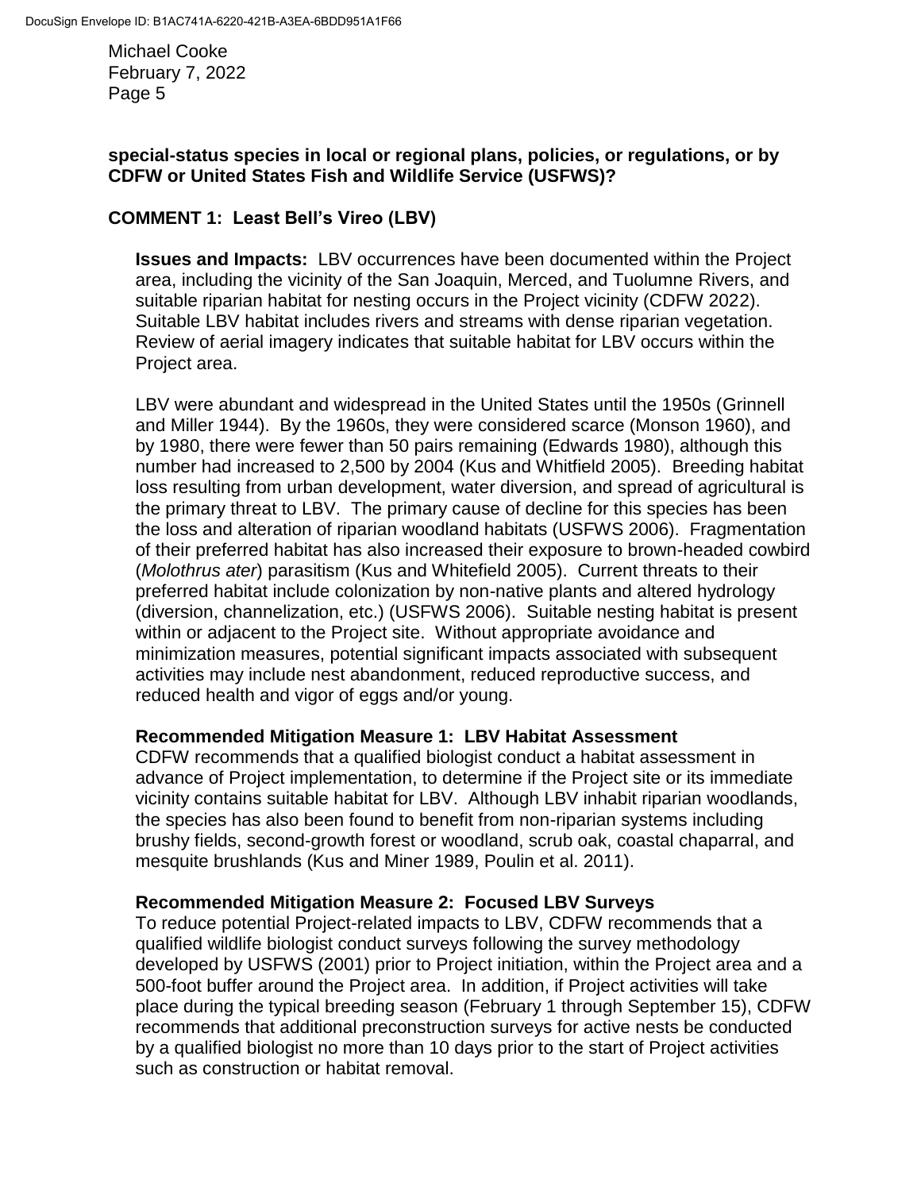**special-status species in local or regional plans, policies, or regulations, or by CDFW or United States Fish and Wildlife Service (USFWS)?**

**COMMENT 1: Least Bell's Vireo (LBV)**

**Issues and Impacts:** LBV occurrences have been documented within the Project area, including the vicinity of the San Joaquin, Merced, and Tuolumne Rivers, and suitable riparian habitat for nesting occurs in the Project vicinity (CDFW 2022). Suitable LBV habitat includes rivers and streams with dense riparian vegetation. Review of aerial imagery indicates that suitable habitat for LBV occurs within the Project area.

LBV were abundant and widespread in the United States until the 1950s (Grinnell and Miller 1944). By the 1960s, they were considered scarce (Monson 1960), and by 1980, there were fewer than 50 pairs remaining (Edwards 1980), although this number had increased to 2,500 by 2004 (Kus and Whitfield 2005). Breeding habitat loss resulting from urban development, water diversion, and spread of agricultural is the primary threat to LBV. The primary cause of decline for this species has been the loss and alteration of riparian woodland habitats (USFWS 2006). Fragmentation of their preferred habitat has also increased their exposure to brown-headed cowbird (*Molothrus ater*) parasitism (Kus and Whitefield 2005). Current threats to their preferred habitat include colonization by non-native plants and altered hydrology (diversion, channelization, etc.) (USFWS 2006). Suitable nesting habitat is present within or adjacent to the Project site. Without appropriate avoidance and minimization measures, potential significant impacts associated with subsequent activities may include nest abandonment, reduced reproductive success, and reduced health and vigor of eggs and/or young.

**Recommended Mitigation Measure 1: LBV Habitat Assessment**
CDFW recommends that a qualified biologist conduct a habitat assessment in advance of Project implementation, to determine if the Project site or its immediate vicinity contains suitable habitat for LBV. Although LBV inhabit riparian woodlands, the species has also been found to benefit from non-riparian systems including brushy fields, second-growth forest or woodland, scrub oak, coastal chaparral, and mesquite brushlands (Kus and Miner 1989, Poulin et al. 2011).

**Recommended Mitigation Measure 2: Focused LBV Surveys**
To reduce potential Project-related impacts to LBV, CDFW recommends that a qualified wildlife biologist conduct surveys following the survey methodology developed by USFWS (2001) prior to Project initiation, within the Project area and a 500-foot buffer around the Project area. In addition, if Project activities will take place during the typical breeding season (February 1 through September 15), CDFW recommends that additional preconstruction surveys for active nests be conducted by a qualified biologist no more than 10 days prior to the start of Project activities such as construction or habitat removal.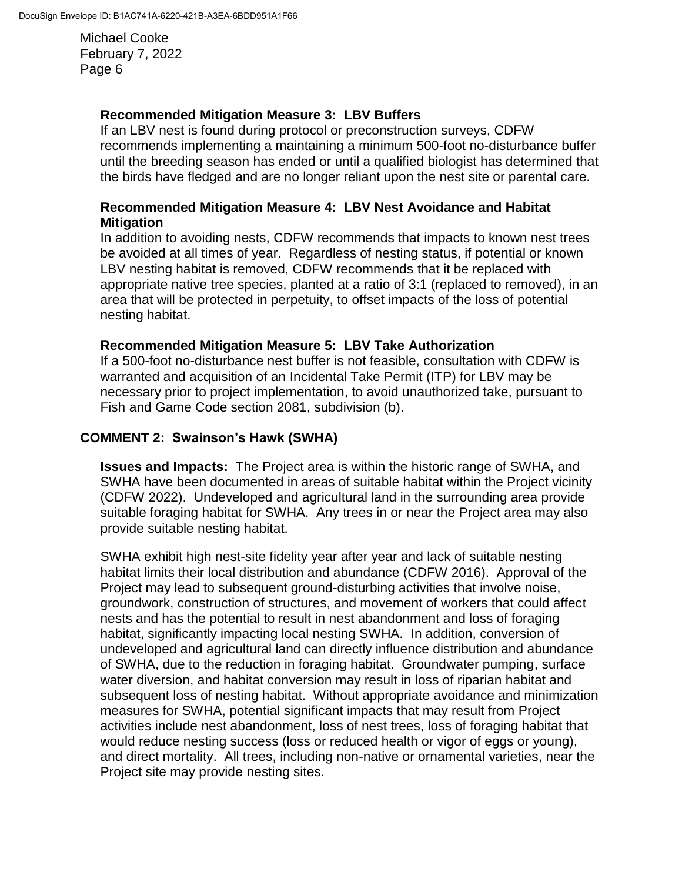**Recommended Mitigation Measure 3: LBV Buffers**

If an LBV nest is found during protocol or preconstruction surveys, CDFW recommends implementing a maintaining a minimum 500-foot no-disturbance buffer until the breeding season has ended or until a qualified biologist has determined that the birds have fledged and are no longer reliant upon the nest site or parental care.

**Recommended Mitigation Measure 4: LBV Nest Avoidance and Habitat Mitigation**

In addition to avoiding nests, CDFW recommends that impacts to known nest trees be avoided at all times of year. Regardless of nesting status, if potential or known LBV nesting habitat is removed, CDFW recommends that it be replaced with appropriate native tree species, planted at a ratio of 3:1 (replaced to removed), in an area that will be protected in perpetuity, to offset impacts of the loss of potential nesting habitat.

**Recommended Mitigation Measure 5: LBV Take Authorization**

If a 500-foot no-disturbance nest buffer is not feasible, consultation with CDFW is warranted and acquisition of an Incidental Take Permit (ITP) for LBV may be necessary prior to project implementation, to avoid unauthorized take, pursuant to Fish and Game Code section 2081, subdivision (b).

## COMMENT 2: Swainson's Hawk (SWHA)

**Issues and Impacts:** The Project area is within the historic range of SWHA, and SWHA have been documented in areas of suitable habitat within the Project vicinity (CDFW 2022). Undeveloped and agricultural land in the surrounding area provide suitable foraging habitat for SWHA. Any trees in or near the Project area may also provide suitable nesting habitat.

SWHA exhibit high nest-site fidelity year after year and lack of suitable nesting habitat limits their local distribution and abundance (CDFW 2016). Approval of the Project may lead to subsequent ground-disturbing activities that involve noise, groundwork, construction of structures, and movement of workers that could affect nests and has the potential to result in nest abandonment and loss of foraging habitat, significantly impacting local nesting SWHA. In addition, conversion of undeveloped and agricultural land can directly influence distribution and abundance of SWHA, due to the reduction in foraging habitat. Groundwater pumping, surface water diversion, and habitat conversion may result in loss of riparian habitat and subsequent loss of nesting habitat. Without appropriate avoidance and minimization measures for SWHA, potential significant impacts that may result from Project activities include nest abandonment, loss of nest trees, loss of foraging habitat that would reduce nesting success (loss or reduced health or vigor of eggs or young), and direct mortality. All trees, including non-native or ornamental varieties, near the Project site may provide nesting sites.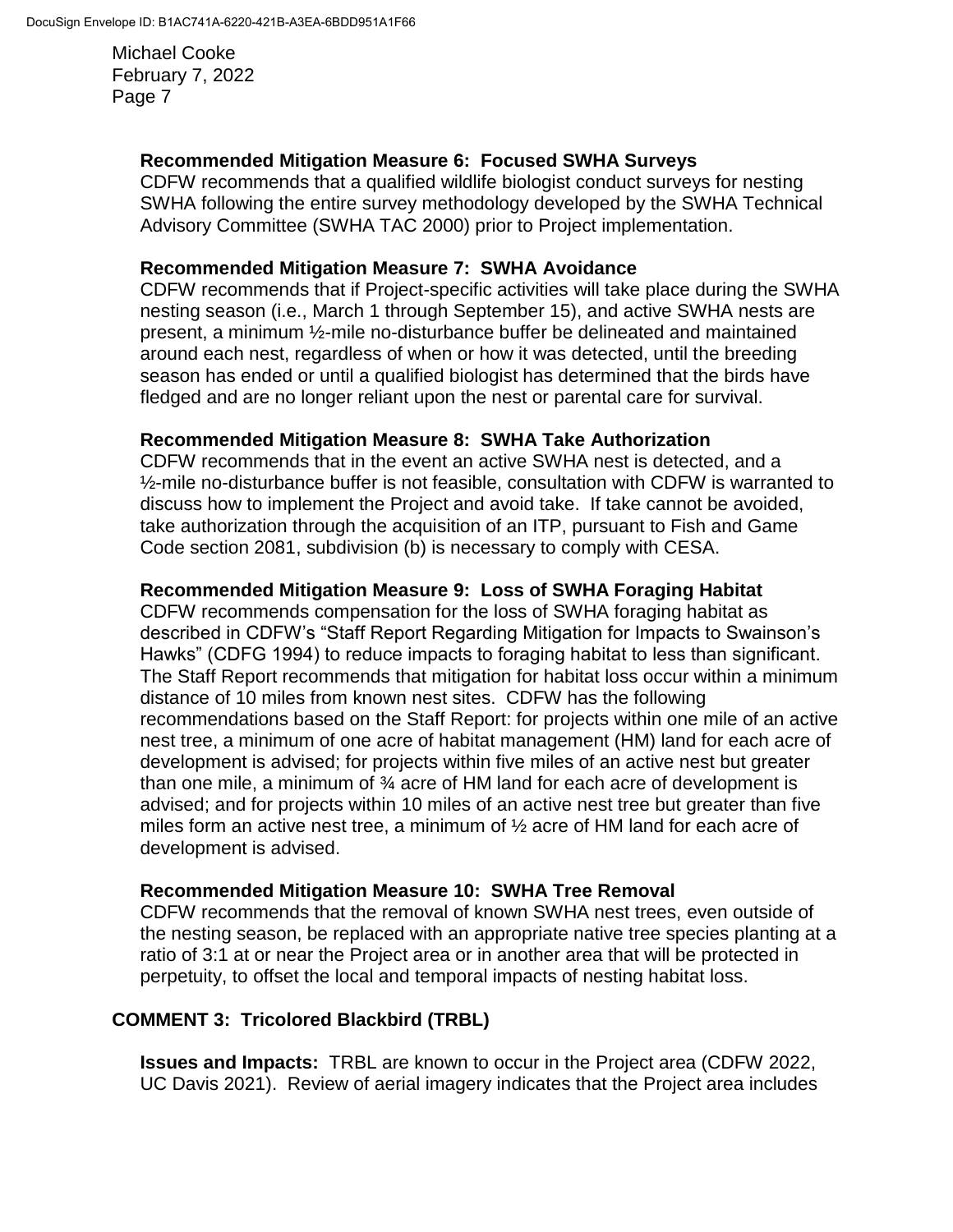**Recommended Mitigation Measure 6: Focused SWHA Surveys**

CDFW recommends that a qualified wildlife biologist conduct surveys for nesting SWHA following the entire survey methodology developed by the SWHA Technical Advisory Committee (SWHA TAC 2000) prior to Project implementation.

**Recommended Mitigation Measure 7: SWHA Avoidance**

CDFW recommends that if Project-specific activities will take place during the SWHA nesting season (i.e., March 1 through September 15), and active SWHA nests are present, a minimum ½-mile no-disturbance buffer be delineated and maintained around each nest, regardless of when or how it was detected, until the breeding season has ended or until a qualified biologist has determined that the birds have fledged and are no longer reliant upon the nest or parental care for survival.

**Recommended Mitigation Measure 8: SWHA Take Authorization**

CDFW recommends that in the event an active SWHA nest is detected, and a ½-mile no-disturbance buffer is not feasible, consultation with CDFW is warranted to discuss how to implement the Project and avoid take. If take cannot be avoided, take authorization through the acquisition of an ITP, pursuant to Fish and Game Code section 2081, subdivision (b) is necessary to comply with CESA.

**Recommended Mitigation Measure 9: Loss of SWHA Foraging Habitat**

CDFW recommends compensation for the loss of SWHA foraging habitat as described in CDFW's "Staff Report Regarding Mitigation for Impacts to Swainson's Hawks" (CDFG 1994) to reduce impacts to foraging habitat to less than significant. The Staff Report recommends that mitigation for habitat loss occur within a minimum distance of 10 miles from known nest sites. CDFW has the following recommendations based on the Staff Report: for projects within one mile of an active nest tree, a minimum of one acre of habitat management (HM) land for each acre of development is advised; for projects within five miles of an active nest but greater than one mile, a minimum of ¾ acre of HM land for each acre of development is advised; and for projects within 10 miles of an active nest tree but greater than five miles form an active nest tree, a minimum of ½ acre of HM land for each acre of development is advised.

**Recommended Mitigation Measure 10: SWHA Tree Removal**

CDFW recommends that the removal of known SWHA nest trees, even outside of the nesting season, be replaced with an appropriate native tree species planting at a ratio of 3:1 at or near the Project area or in another area that will be protected in perpetuity, to offset the local and temporal impacts of nesting habitat loss.

## COMMENT 3: Tricolored Blackbird (TRBL)

**Issues and Impacts:** TRBL are known to occur in the Project area (CDFW 2022, UC Davis 2021). Review of aerial imagery indicates that the Project area includes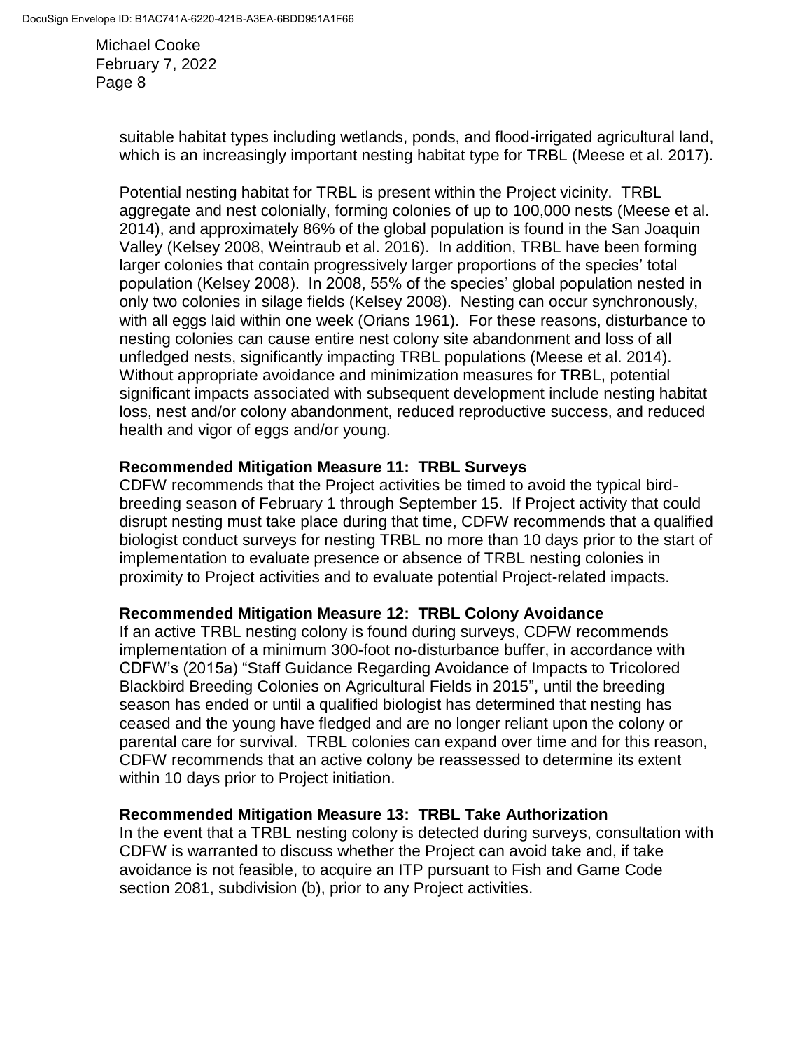suitable habitat types including wetlands, ponds, and flood-irrigated agricultural land, which is an increasingly important nesting habitat type for TRBL (Meese et al. 2017).

Potential nesting habitat for TRBL is present within the Project vicinity. TRBL aggregate and nest colonially, forming colonies of up to 100,000 nests (Meese et al. 2014), and approximately 86% of the global population is found in the San Joaquin Valley (Kelsey 2008, Weintraub et al. 2016). In addition, TRBL have been forming larger colonies that contain progressively larger proportions of the species' total population (Kelsey 2008). In 2008, 55% of the species' global population nested in only two colonies in silage fields (Kelsey 2008). Nesting can occur synchronously, with all eggs laid within one week (Orians 1961). For these reasons, disturbance to nesting colonies can cause entire nest colony site abandonment and loss of all unfledged nests, significantly impacting TRBL populations (Meese et al. 2014). Without appropriate avoidance and minimization measures for TRBL, potential significant impacts associated with subsequent development include nesting habitat loss, nest and/or colony abandonment, reduced reproductive success, and reduced health and vigor of eggs and/or young.

**Recommended Mitigation Measure 11: TRBL Surveys**

CDFW recommends that the Project activities be timed to avoid the typical bird-breeding season of February 1 through September 15. If Project activity that could disrupt nesting must take place during that time, CDFW recommends that a qualified biologist conduct surveys for nesting TRBL no more than 10 days prior to the start of implementation to evaluate presence or absence of TRBL nesting colonies in proximity to Project activities and to evaluate potential Project-related impacts.

**Recommended Mitigation Measure 12: TRBL Colony Avoidance**

If an active TRBL nesting colony is found during surveys, CDFW recommends implementation of a minimum 300-foot no-disturbance buffer, in accordance with CDFW's (2015a) "Staff Guidance Regarding Avoidance of Impacts to Tricolored Blackbird Breeding Colonies on Agricultural Fields in 2015", until the breeding season has ended or until a qualified biologist has determined that nesting has ceased and the young have fledged and are no longer reliant upon the colony or parental care for survival. TRBL colonies can expand over time and for this reason, CDFW recommends that an active colony be reassessed to determine its extent within 10 days prior to Project initiation.

**Recommended Mitigation Measure 13: TRBL Take Authorization**

In the event that a TRBL nesting colony is detected during surveys, consultation with CDFW is warranted to discuss whether the Project can avoid take and, if take avoidance is not feasible, to acquire an ITP pursuant to Fish and Game Code section 2081, subdivision (b), prior to any Project activities.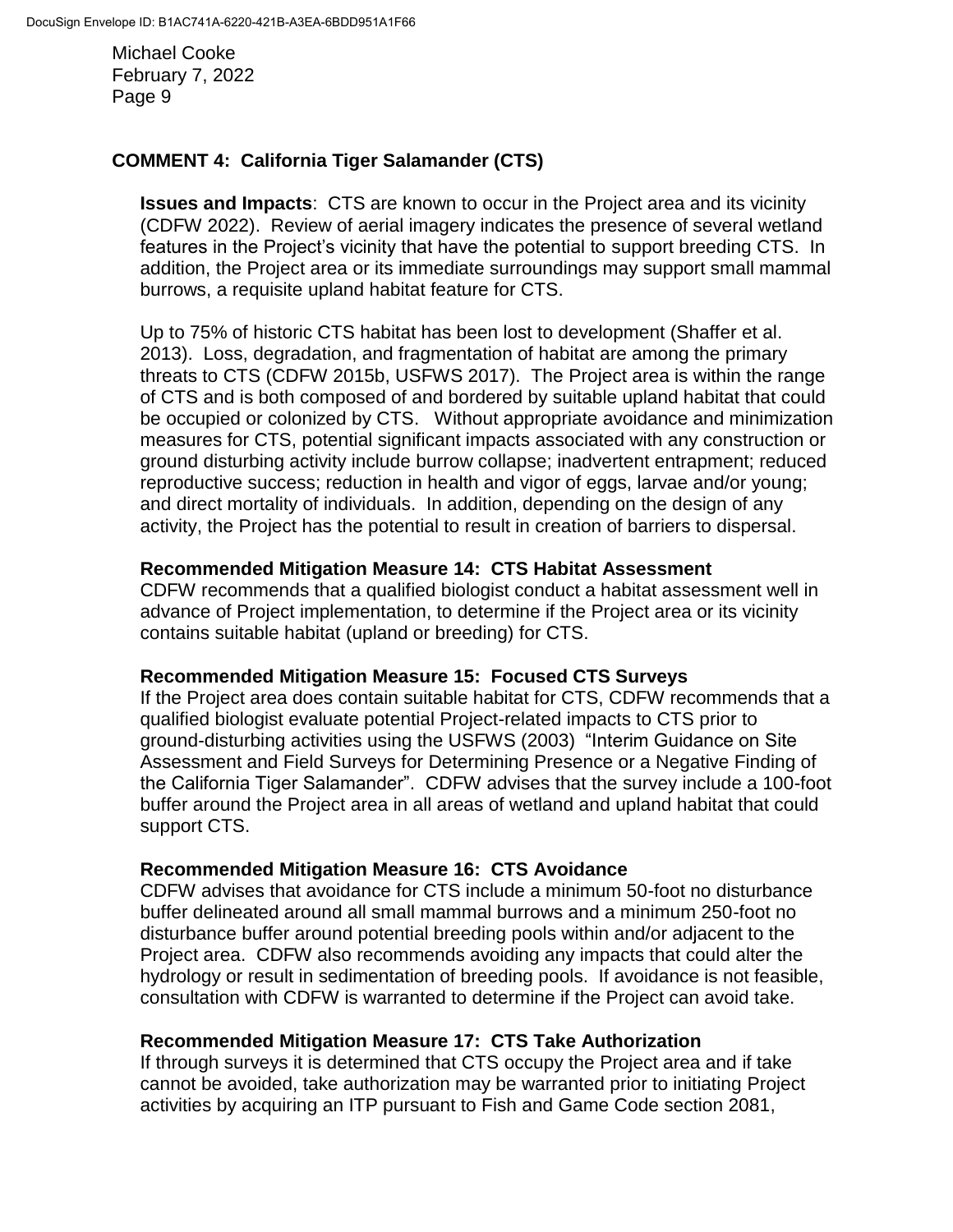## COMMENT 4: California Tiger Salamander (CTS)

**Issues and Impacts**: CTS are known to occur in the Project area and its vicinity (CDFW 2022). Review of aerial imagery indicates the presence of several wetland features in the Project's vicinity that have the potential to support breeding CTS. In addition, the Project area or its immediate surroundings may support small mammal burrows, a requisite upland habitat feature for CTS.

Up to 75% of historic CTS habitat has been lost to development (Shaffer et al. 2013). Loss, degradation, and fragmentation of habitat are among the primary threats to CTS (CDFW 2015b, USFWS 2017). The Project area is within the range of CTS and is both composed of and bordered by suitable upland habitat that could be occupied or colonized by CTS. Without appropriate avoidance and minimization measures for CTS, potential significant impacts associated with any construction or ground disturbing activity include burrow collapse; inadvertent entrapment; reduced reproductive success; reduction in health and vigor of eggs, larvae and/or young; and direct mortality of individuals. In addition, depending on the design of any activity, the Project has the potential to result in creation of barriers to dispersal.

**Recommended Mitigation Measure 14: CTS Habitat Assessment**
CDFW recommends that a qualified biologist conduct a habitat assessment well in advance of Project implementation, to determine if the Project area or its vicinity contains suitable habitat (upland or breeding) for CTS.

**Recommended Mitigation Measure 15: Focused CTS Surveys**
If the Project area does contain suitable habitat for CTS, CDFW recommends that a qualified biologist evaluate potential Project-related impacts to CTS prior to ground-disturbing activities using the USFWS (2003) "Interim Guidance on Site Assessment and Field Surveys for Determining Presence or a Negative Finding of the California Tiger Salamander". CDFW advises that the survey include a 100-foot buffer around the Project area in all areas of wetland and upland habitat that could support CTS.

**Recommended Mitigation Measure 16: CTS Avoidance**
CDFW advises that avoidance for CTS include a minimum 50-foot no disturbance buffer delineated around all small mammal burrows and a minimum 250-foot no disturbance buffer around potential breeding pools within and/or adjacent to the Project area. CDFW also recommends avoiding any impacts that could alter the hydrology or result in sedimentation of breeding pools. If avoidance is not feasible, consultation with CDFW is warranted to determine if the Project can avoid take.

**Recommended Mitigation Measure 17: CTS Take Authorization**
If through surveys it is determined that CTS occupy the Project area and if take cannot be avoided, take authorization may be warranted prior to initiating Project activities by acquiring an ITP pursuant to Fish and Game Code section 2081,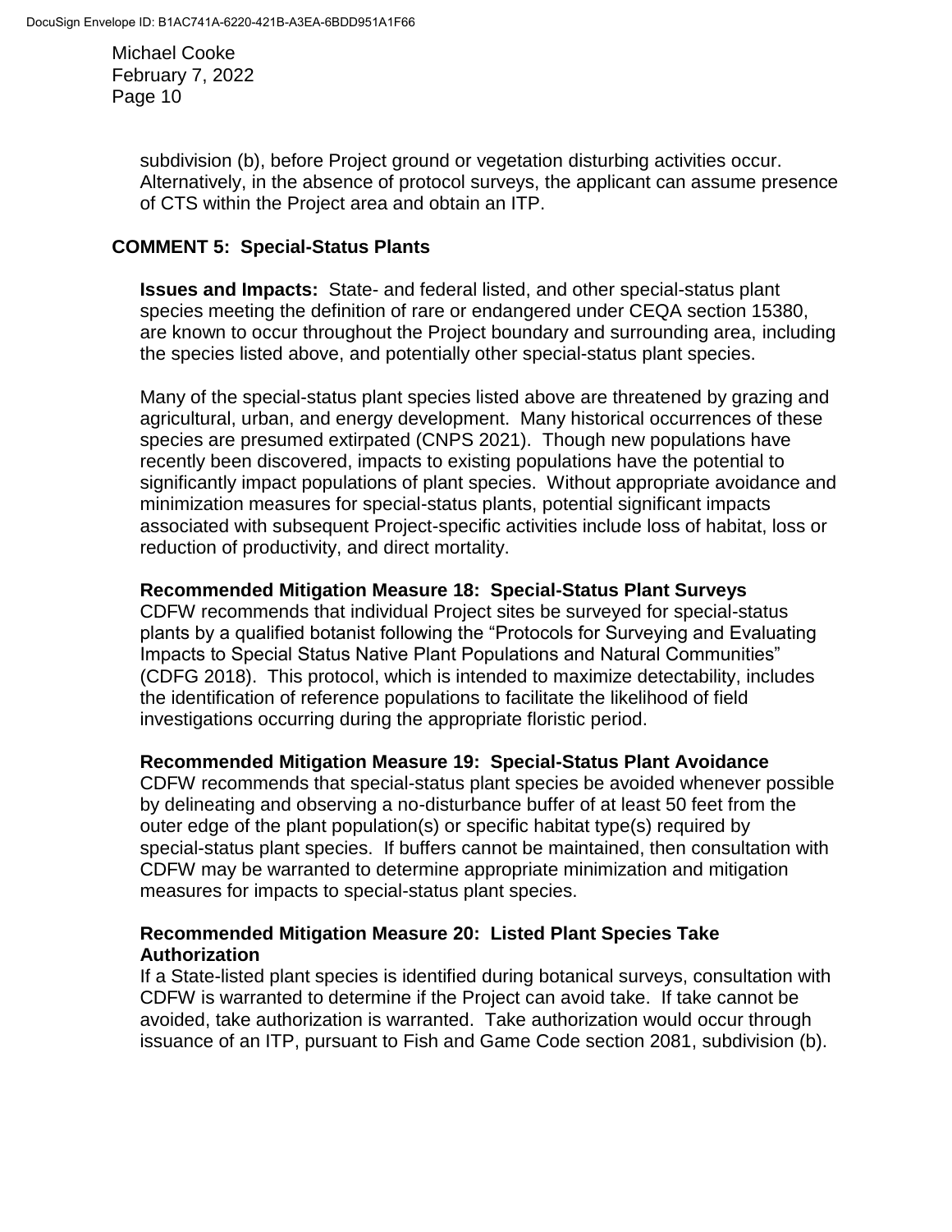subdivision (b), before Project ground or vegetation disturbing activities occur. Alternatively, in the absence of protocol surveys, the applicant can assume presence of CTS within the Project area and obtain an ITP.

## COMMENT 5: Special-Status Plants

**Issues and Impacts:** State- and federal listed, and other special-status plant species meeting the definition of rare or endangered under CEQA section 15380, are known to occur throughout the Project boundary and surrounding area, including the species listed above, and potentially other special-status plant species.

Many of the special-status plant species listed above are threatened by grazing and agricultural, urban, and energy development. Many historical occurrences of these species are presumed extirpated (CNPS 2021). Though new populations have recently been discovered, impacts to existing populations have the potential to significantly impact populations of plant species. Without appropriate avoidance and minimization measures for special-status plants, potential significant impacts associated with subsequent Project-specific activities include loss of habitat, loss or reduction of productivity, and direct mortality.

**Recommended Mitigation Measure 18: Special-Status Plant Surveys**
CDFW recommends that individual Project sites be surveyed for special-status plants by a qualified botanist following the "Protocols for Surveying and Evaluating Impacts to Special Status Native Plant Populations and Natural Communities" (CDFG 2018). This protocol, which is intended to maximize detectability, includes the identification of reference populations to facilitate the likelihood of field investigations occurring during the appropriate floristic period.

**Recommended Mitigation Measure 19: Special-Status Plant Avoidance**
CDFW recommends that special-status plant species be avoided whenever possible by delineating and observing a no-disturbance buffer of at least 50 feet from the outer edge of the plant population(s) or specific habitat type(s) required by special-status plant species. If buffers cannot be maintained, then consultation with CDFW may be warranted to determine appropriate minimization and mitigation measures for impacts to special-status plant species.

**Recommended Mitigation Measure 20: Listed Plant Species Take Authorization**
If a State-listed plant species is identified during botanical surveys, consultation with CDFW is warranted to determine if the Project can avoid take. If take cannot be avoided, take authorization is warranted. Take authorization would occur through issuance of an ITP, pursuant to Fish and Game Code section 2081, subdivision (b).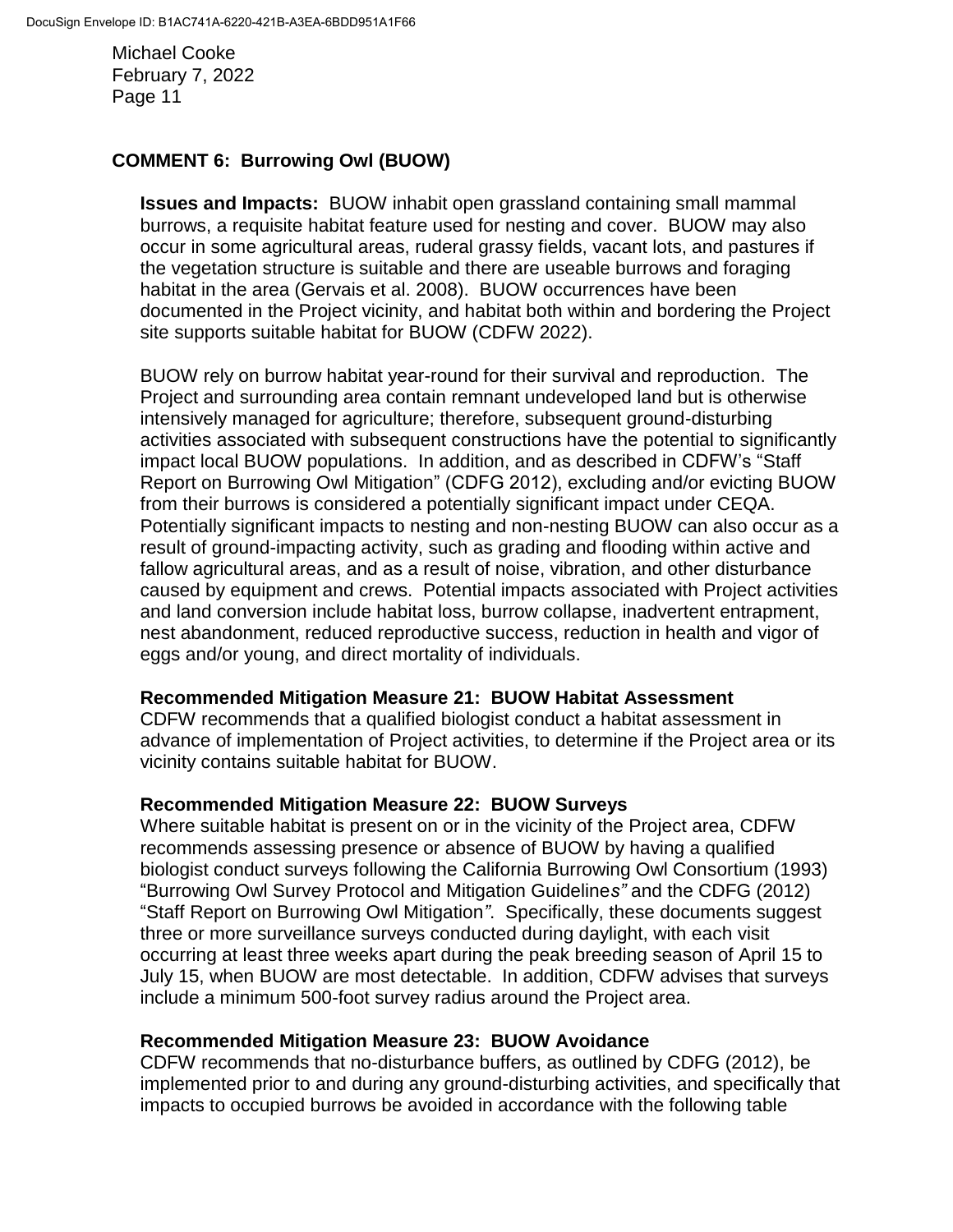## COMMENT 6: Burrowing Owl (BUOW)

**Issues and Impacts:** BUOW inhabit open grassland containing small mammal burrows, a requisite habitat feature used for nesting and cover. BUOW may also occur in some agricultural areas, ruderal grassy fields, vacant lots, and pastures if the vegetation structure is suitable and there are useable burrows and foraging habitat in the area (Gervais et al. 2008). BUOW occurrences have been documented in the Project vicinity, and habitat both within and bordering the Project site supports suitable habitat for BUOW (CDFW 2022).

BUOW rely on burrow habitat year-round for their survival and reproduction. The Project and surrounding area contain remnant undeveloped land but is otherwise intensively managed for agriculture; therefore, subsequent ground-disturbing activities associated with subsequent constructions have the potential to significantly impact local BUOW populations. In addition, and as described in CDFW's "Staff Report on Burrowing Owl Mitigation" (CDFG 2012), excluding and/or evicting BUOW from their burrows is considered a potentially significant impact under CEQA. Potentially significant impacts to nesting and non-nesting BUOW can also occur as a result of ground-impacting activity, such as grading and flooding within active and fallow agricultural areas, and as a result of noise, vibration, and other disturbance caused by equipment and crews. Potential impacts associated with Project activities and land conversion include habitat loss, burrow collapse, inadvertent entrapment, nest abandonment, reduced reproductive success, reduction in health and vigor of eggs and/or young, and direct mortality of individuals.

**Recommended Mitigation Measure 21: BUOW Habitat Assessment**
CDFW recommends that a qualified biologist conduct a habitat assessment in advance of implementation of Project activities, to determine if the Project area or its vicinity contains suitable habitat for BUOW.

**Recommended Mitigation Measure 22: BUOW Surveys**
Where suitable habitat is present on or in the vicinity of the Project area, CDFW recommends assessing presence or absence of BUOW by having a qualified biologist conduct surveys following the California Burrowing Owl Consortium (1993) "Burrowing Owl Survey Protocol and Mitigation Guideline*s"* and the CDFG (2012) "Staff Report on Burrowing Owl Mitigation*"*. Specifically, these documents suggest three or more surveillance surveys conducted during daylight, with each visit occurring at least three weeks apart during the peak breeding season of April 15 to July 15, when BUOW are most detectable. In addition, CDFW advises that surveys include a minimum 500-foot survey radius around the Project area.

**Recommended Mitigation Measure 23: BUOW Avoidance**
CDFW recommends that no-disturbance buffers, as outlined by CDFG (2012), be implemented prior to and during any ground-disturbing activities, and specifically that impacts to occupied burrows be avoided in accordance with the following table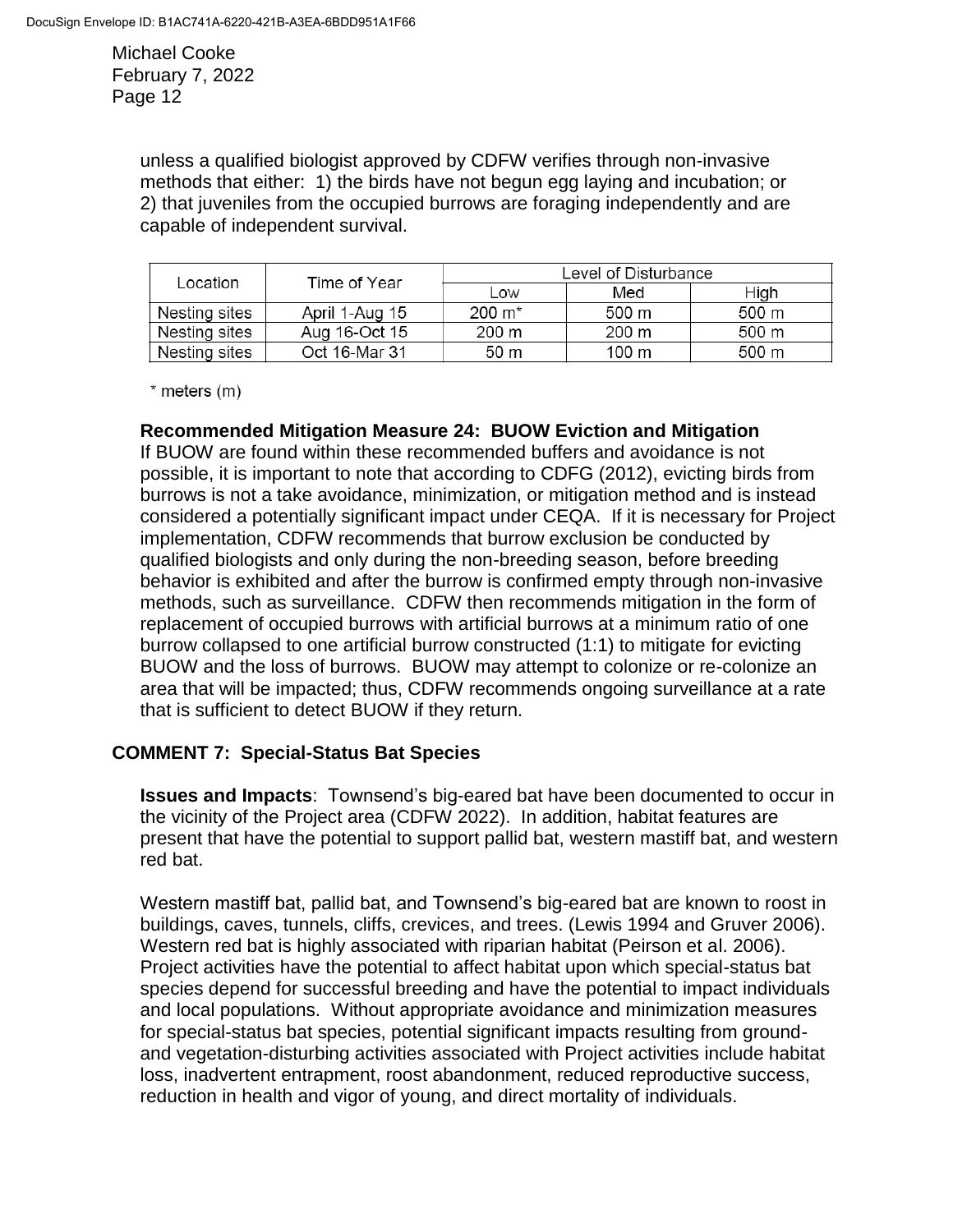unless a qualified biologist approved by CDFW verifies through non-invasive methods that either: 1) the birds have not begun egg laying and incubation; or 2) that juveniles from the occupied burrows are foraging independently and are capable of independent survival.

| Location | Time of Year | Level of Disturbance | | |
|---|---|---|---|---|
| | | Low | Med | High |
| Nesting sites | April 1-Aug 15 | 200 m* | 500 m | 500 m |
| Nesting sites | Aug 16-Oct 15 | 200 m | 200 m | 500 m |
| Nesting sites | Oct 16-Mar 31 | 50 m | 100 m | 500 m |

\* meters (m)

**Recommended Mitigation Measure 24: BUOW Eviction and Mitigation**
If BUOW are found within these recommended buffers and avoidance is not possible, it is important to note that according to CDFG (2012), evicting birds from burrows is not a take avoidance, minimization, or mitigation method and is instead considered a potentially significant impact under CEQA. If it is necessary for Project implementation, CDFW recommends that burrow exclusion be conducted by qualified biologists and only during the non-breeding season, before breeding behavior is exhibited and after the burrow is confirmed empty through non-invasive methods, such as surveillance. CDFW then recommends mitigation in the form of replacement of occupied burrows with artificial burrows at a minimum ratio of one burrow collapsed to one artificial burrow constructed (1:1) to mitigate for evicting BUOW and the loss of burrows. BUOW may attempt to colonize or re-colonize an area that will be impacted; thus, CDFW recommends ongoing surveillance at a rate that is sufficient to detect BUOW if they return.

## COMMENT 7: Special-Status Bat Species

**Issues and Impacts**: Townsend's big-eared bat have been documented to occur in the vicinity of the Project area (CDFW 2022). In addition, habitat features are present that have the potential to support pallid bat, western mastiff bat, and western red bat.

Western mastiff bat, pallid bat, and Townsend's big-eared bat are known to roost in buildings, caves, tunnels, cliffs, crevices, and trees. (Lewis 1994 and Gruver 2006). Western red bat is highly associated with riparian habitat (Peirson et al. 2006). Project activities have the potential to affect habitat upon which special-status bat species depend for successful breeding and have the potential to impact individuals and local populations. Without appropriate avoidance and minimization measures for special-status bat species, potential significant impacts resulting from ground- and vegetation-disturbing activities associated with Project activities include habitat loss, inadvertent entrapment, roost abandonment, reduced reproductive success, reduction in health and vigor of young, and direct mortality of individuals.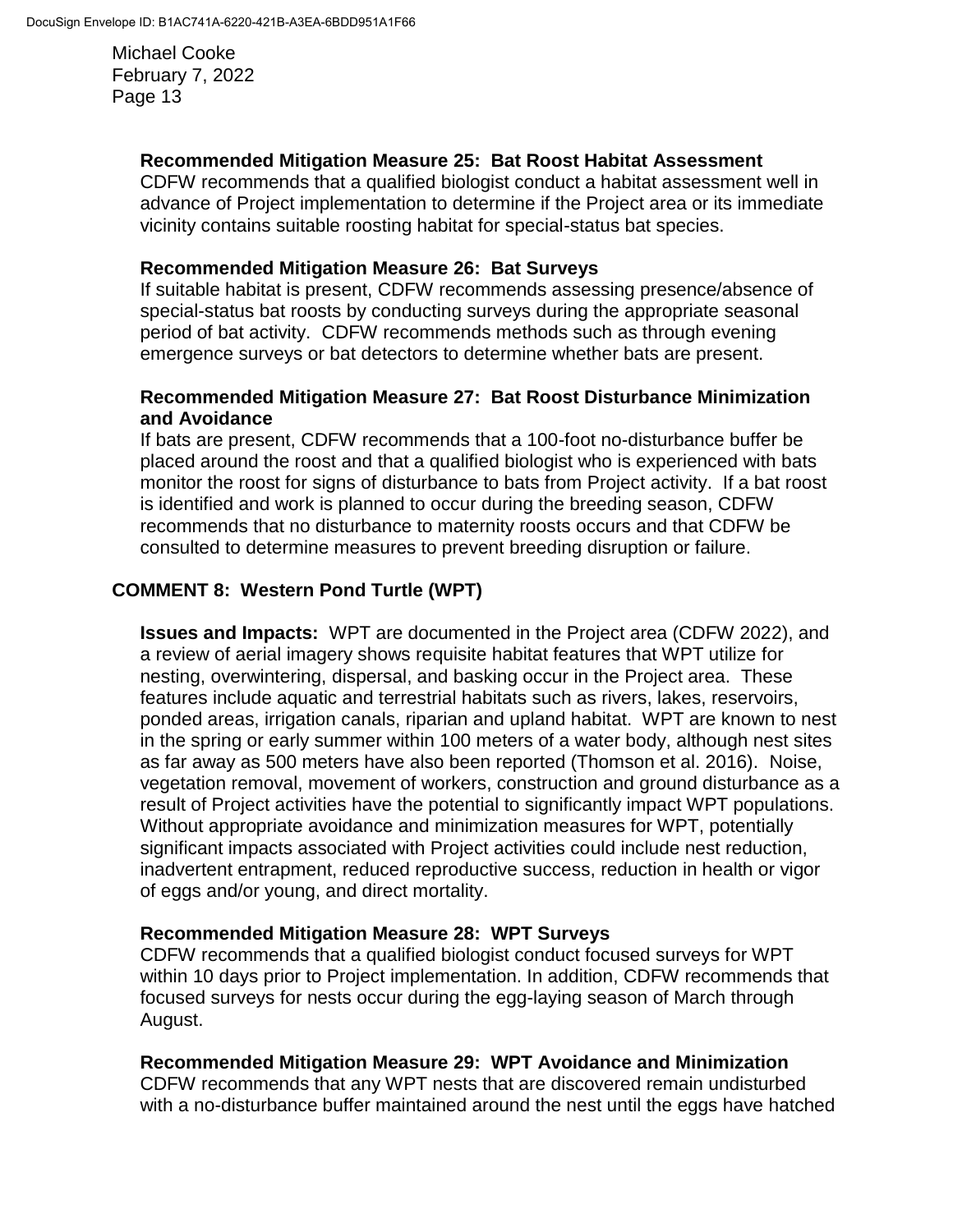**Recommended Mitigation Measure 25: Bat Roost Habitat Assessment**
CDFW recommends that a qualified biologist conduct a habitat assessment well in advance of Project implementation to determine if the Project area or its immediate vicinity contains suitable roosting habitat for special-status bat species.

**Recommended Mitigation Measure 26: Bat Surveys**
If suitable habitat is present, CDFW recommends assessing presence/absence of special-status bat roosts by conducting surveys during the appropriate seasonal period of bat activity. CDFW recommends methods such as through evening emergence surveys or bat detectors to determine whether bats are present.

**Recommended Mitigation Measure 27: Bat Roost Disturbance Minimization and Avoidance**
If bats are present, CDFW recommends that a 100-foot no-disturbance buffer be placed around the roost and that a qualified biologist who is experienced with bats monitor the roost for signs of disturbance to bats from Project activity. If a bat roost is identified and work is planned to occur during the breeding season, CDFW recommends that no disturbance to maternity roosts occurs and that CDFW be consulted to determine measures to prevent breeding disruption or failure.

## COMMENT 8: Western Pond Turtle (WPT)

**Issues and Impacts:** WPT are documented in the Project area (CDFW 2022), and a review of aerial imagery shows requisite habitat features that WPT utilize for nesting, overwintering, dispersal, and basking occur in the Project area. These features include aquatic and terrestrial habitats such as rivers, lakes, reservoirs, ponded areas, irrigation canals, riparian and upland habitat. WPT are known to nest in the spring or early summer within 100 meters of a water body, although nest sites as far away as 500 meters have also been reported (Thomson et al. 2016). Noise, vegetation removal, movement of workers, construction and ground disturbance as a result of Project activities have the potential to significantly impact WPT populations. Without appropriate avoidance and minimization measures for WPT, potentially significant impacts associated with Project activities could include nest reduction, inadvertent entrapment, reduced reproductive success, reduction in health or vigor of eggs and/or young, and direct mortality.

**Recommended Mitigation Measure 28: WPT Surveys**
CDFW recommends that a qualified biologist conduct focused surveys for WPT within 10 days prior to Project implementation. In addition, CDFW recommends that focused surveys for nests occur during the egg-laying season of March through August.

**Recommended Mitigation Measure 29: WPT Avoidance and Minimization**
CDFW recommends that any WPT nests that are discovered remain undisturbed with a no-disturbance buffer maintained around the nest until the eggs have hatched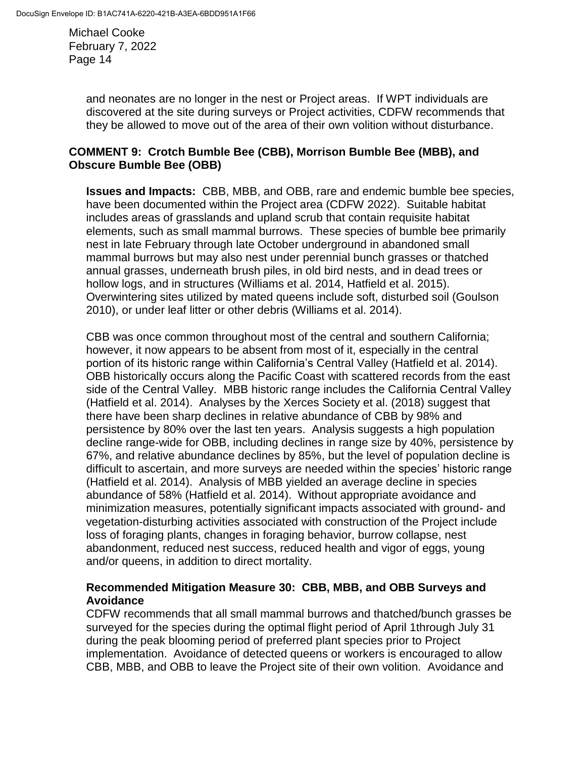and neonates are no longer in the nest or Project areas. If WPT individuals are discovered at the site during surveys or Project activities, CDFW recommends that they be allowed to move out of the area of their own volition without disturbance.

### COMMENT 9: Crotch Bumble Bee (CBB), Morrison Bumble Bee (MBB), and Obscure Bumble Bee (OBB)

**Issues and Impacts:** CBB, MBB, and OBB, rare and endemic bumble bee species, have been documented within the Project area (CDFW 2022). Suitable habitat includes areas of grasslands and upland scrub that contain requisite habitat elements, such as small mammal burrows. These species of bumble bee primarily nest in late February through late October underground in abandoned small mammal burrows but may also nest under perennial bunch grasses or thatched annual grasses, underneath brush piles, in old bird nests, and in dead trees or hollow logs, and in structures (Williams et al. 2014, Hatfield et al. 2015). Overwintering sites utilized by mated queens include soft, disturbed soil (Goulson 2010), or under leaf litter or other debris (Williams et al. 2014).

CBB was once common throughout most of the central and southern California; however, it now appears to be absent from most of it, especially in the central portion of its historic range within California's Central Valley (Hatfield et al. 2014). OBB historically occurs along the Pacific Coast with scattered records from the east side of the Central Valley. MBB historic range includes the California Central Valley (Hatfield et al. 2014). Analyses by the Xerces Society et al. (2018) suggest that there have been sharp declines in relative abundance of CBB by 98% and persistence by 80% over the last ten years. Analysis suggests a high population decline range-wide for OBB, including declines in range size by 40%, persistence by 67%, and relative abundance declines by 85%, but the level of population decline is difficult to ascertain, and more surveys are needed within the species' historic range (Hatfield et al. 2014). Analysis of MBB yielded an average decline in species abundance of 58% (Hatfield et al. 2014). Without appropriate avoidance and minimization measures, potentially significant impacts associated with ground- and vegetation-disturbing activities associated with construction of the Project include loss of foraging plants, changes in foraging behavior, burrow collapse, nest abandonment, reduced nest success, reduced health and vigor of eggs, young and/or queens, in addition to direct mortality.

**Recommended Mitigation Measure 30: CBB, MBB, and OBB Surveys and Avoidance**

CDFW recommends that all small mammal burrows and thatched/bunch grasses be surveyed for the species during the optimal flight period of April 1through July 31 during the peak blooming period of preferred plant species prior to Project implementation. Avoidance of detected queens or workers is encouraged to allow CBB, MBB, and OBB to leave the Project site of their own volition. Avoidance and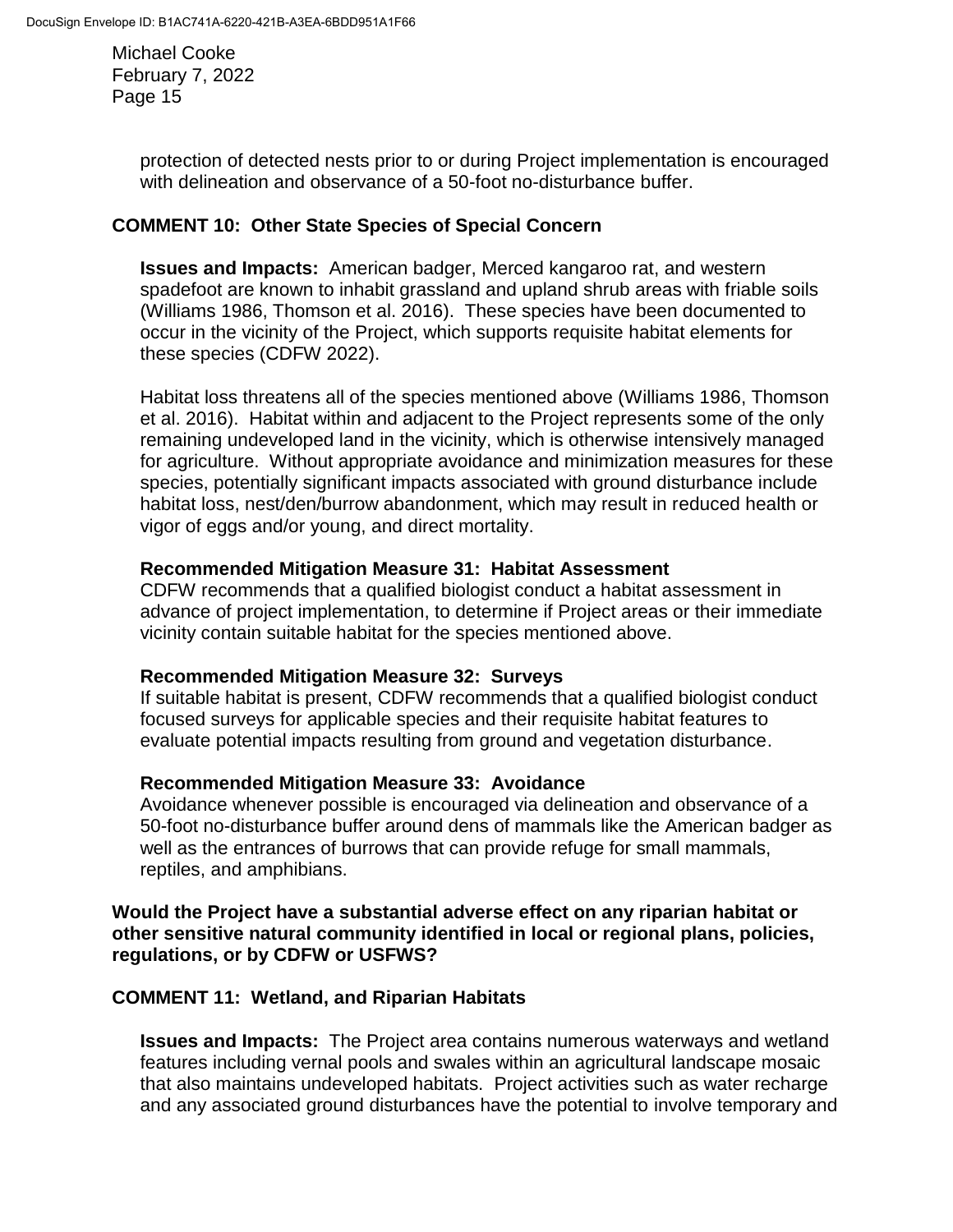protection of detected nests prior to or during Project implementation is encouraged with delineation and observance of a 50-foot no-disturbance buffer.

**COMMENT 10: Other State Species of Special Concern**

**Issues and Impacts:** American badger, Merced kangaroo rat, and western spadefoot are known to inhabit grassland and upland shrub areas with friable soils (Williams 1986, Thomson et al. 2016). These species have been documented to occur in the vicinity of the Project, which supports requisite habitat elements for these species (CDFW 2022).

Habitat loss threatens all of the species mentioned above (Williams 1986, Thomson et al. 2016). Habitat within and adjacent to the Project represents some of the only remaining undeveloped land in the vicinity, which is otherwise intensively managed for agriculture. Without appropriate avoidance and minimization measures for these species, potentially significant impacts associated with ground disturbance include habitat loss, nest/den/burrow abandonment, which may result in reduced health or vigor of eggs and/or young, and direct mortality.

**Recommended Mitigation Measure 31: Habitat Assessment**
CDFW recommends that a qualified biologist conduct a habitat assessment in advance of project implementation, to determine if Project areas or their immediate vicinity contain suitable habitat for the species mentioned above.

**Recommended Mitigation Measure 32: Surveys**
If suitable habitat is present, CDFW recommends that a qualified biologist conduct focused surveys for applicable species and their requisite habitat features to evaluate potential impacts resulting from ground and vegetation disturbance.

**Recommended Mitigation Measure 33: Avoidance**
Avoidance whenever possible is encouraged via delineation and observance of a 50-foot no-disturbance buffer around dens of mammals like the American badger as well as the entrances of burrows that can provide refuge for small mammals, reptiles, and amphibians.

**Would the Project have a substantial adverse effect on any riparian habitat or other sensitive natural community identified in local or regional plans, policies, regulations, or by CDFW or USFWS?**

**COMMENT 11: Wetland, and Riparian Habitats**

**Issues and Impacts:** The Project area contains numerous waterways and wetland features including vernal pools and swales within an agricultural landscape mosaic that also maintains undeveloped habitats. Project activities such as water recharge and any associated ground disturbances have the potential to involve temporary and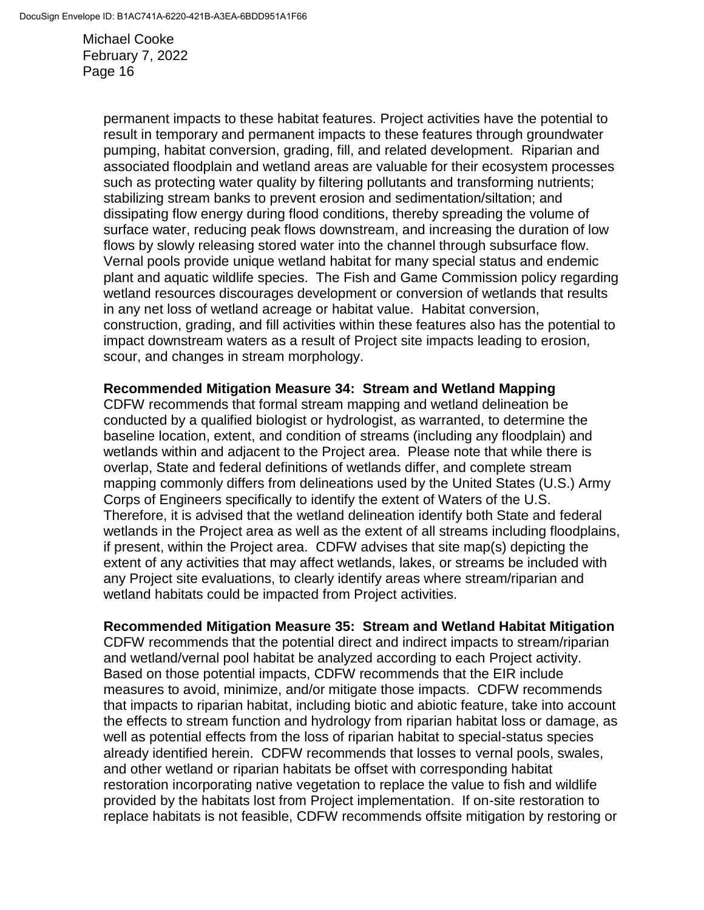permanent impacts to these habitat features. Project activities have the potential to result in temporary and permanent impacts to these features through groundwater pumping, habitat conversion, grading, fill, and related development. Riparian and associated floodplain and wetland areas are valuable for their ecosystem processes such as protecting water quality by filtering pollutants and transforming nutrients; stabilizing stream banks to prevent erosion and sedimentation/siltation; and dissipating flow energy during flood conditions, thereby spreading the volume of surface water, reducing peak flows downstream, and increasing the duration of low flows by slowly releasing stored water into the channel through subsurface flow. Vernal pools provide unique wetland habitat for many special status and endemic plant and aquatic wildlife species. The Fish and Game Commission policy regarding wetland resources discourages development or conversion of wetlands that results in any net loss of wetland acreage or habitat value. Habitat conversion, construction, grading, and fill activities within these features also has the potential to impact downstream waters as a result of Project site impacts leading to erosion, scour, and changes in stream morphology.

**Recommended Mitigation Measure 34: Stream and Wetland Mapping**
CDFW recommends that formal stream mapping and wetland delineation be conducted by a qualified biologist or hydrologist, as warranted, to determine the baseline location, extent, and condition of streams (including any floodplain) and wetlands within and adjacent to the Project area. Please note that while there is overlap, State and federal definitions of wetlands differ, and complete stream mapping commonly differs from delineations used by the United States (U.S.) Army Corps of Engineers specifically to identify the extent of Waters of the U.S. Therefore, it is advised that the wetland delineation identify both State and federal wetlands in the Project area as well as the extent of all streams including floodplains, if present, within the Project area. CDFW advises that site map(s) depicting the extent of any activities that may affect wetlands, lakes, or streams be included with any Project site evaluations, to clearly identify areas where stream/riparian and wetland habitats could be impacted from Project activities.

**Recommended Mitigation Measure 35: Stream and Wetland Habitat Mitigation**
CDFW recommends that the potential direct and indirect impacts to stream/riparian and wetland/vernal pool habitat be analyzed according to each Project activity. Based on those potential impacts, CDFW recommends that the EIR include measures to avoid, minimize, and/or mitigate those impacts. CDFW recommends that impacts to riparian habitat, including biotic and abiotic feature, take into account the effects to stream function and hydrology from riparian habitat loss or damage, as well as potential effects from the loss of riparian habitat to special-status species already identified herein. CDFW recommends that losses to vernal pools, swales, and other wetland or riparian habitats be offset with corresponding habitat restoration incorporating native vegetation to replace the value to fish and wildlife provided by the habitats lost from Project implementation. If on-site restoration to replace habitats is not feasible, CDFW recommends offsite mitigation by restoring or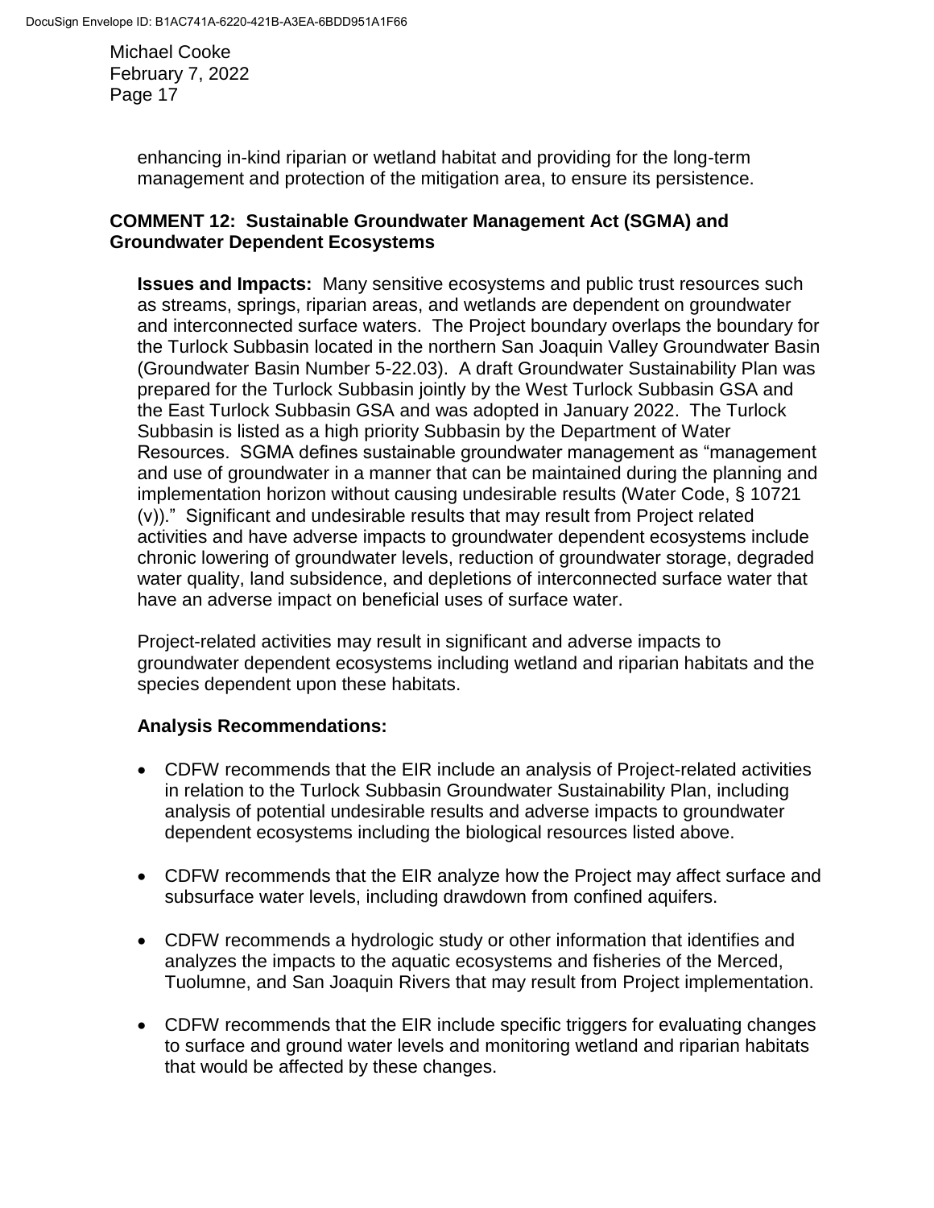enhancing in-kind riparian or wetland habitat and providing for the long-term management and protection of the mitigation area, to ensure its persistence.

**COMMENT 12: Sustainable Groundwater Management Act (SGMA) and Groundwater Dependent Ecosystems**

**Issues and Impacts:** Many sensitive ecosystems and public trust resources such as streams, springs, riparian areas, and wetlands are dependent on groundwater and interconnected surface waters. The Project boundary overlaps the boundary for the Turlock Subbasin located in the northern San Joaquin Valley Groundwater Basin (Groundwater Basin Number 5-22.03). A draft Groundwater Sustainability Plan was prepared for the Turlock Subbasin jointly by the West Turlock Subbasin GSA and the East Turlock Subbasin GSA and was adopted in January 2022. The Turlock Subbasin is listed as a high priority Subbasin by the Department of Water Resources. SGMA defines sustainable groundwater management as "management and use of groundwater in a manner that can be maintained during the planning and implementation horizon without causing undesirable results (Water Code, § 10721 (v))." Significant and undesirable results that may result from Project related activities and have adverse impacts to groundwater dependent ecosystems include chronic lowering of groundwater levels, reduction of groundwater storage, degraded water quality, land subsidence, and depletions of interconnected surface water that have an adverse impact on beneficial uses of surface water.

Project-related activities may result in significant and adverse impacts to groundwater dependent ecosystems including wetland and riparian habitats and the species dependent upon these habitats.

**Analysis Recommendations:**

- CDFW recommends that the EIR include an analysis of Project-related activities in relation to the Turlock Subbasin Groundwater Sustainability Plan, including analysis of potential undesirable results and adverse impacts to groundwater dependent ecosystems including the biological resources listed above.
- CDFW recommends that the EIR analyze how the Project may affect surface and subsurface water levels, including drawdown from confined aquifers.
- CDFW recommends a hydrologic study or other information that identifies and analyzes the impacts to the aquatic ecosystems and fisheries of the Merced, Tuolumne, and San Joaquin Rivers that may result from Project implementation.
- CDFW recommends that the EIR include specific triggers for evaluating changes to surface and ground water levels and monitoring wetland and riparian habitats that would be affected by these changes.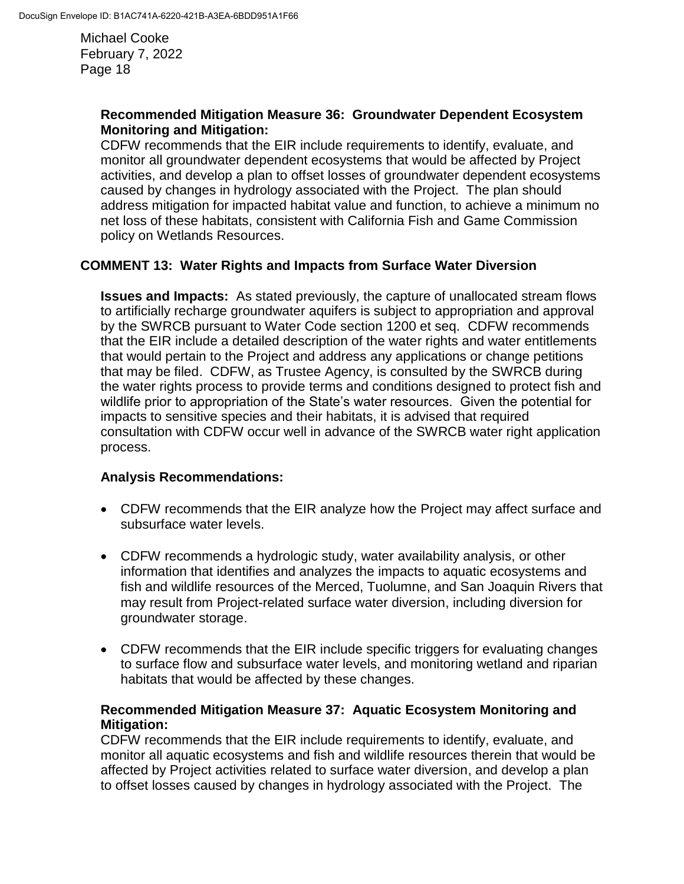**Recommended Mitigation Measure 36: Groundwater Dependent Ecosystem Monitoring and Mitigation:**
CDFW recommends that the EIR include requirements to identify, evaluate, and monitor all groundwater dependent ecosystems that would be affected by Project activities, and develop a plan to offset losses of groundwater dependent ecosystems caused by changes in hydrology associated with the Project. The plan should address mitigation for impacted habitat value and function, to achieve a minimum no net loss of these habitats, consistent with California Fish and Game Commission policy on Wetlands Resources.

## COMMENT 13: Water Rights and Impacts from Surface Water Diversion

**Issues and Impacts:** As stated previously, the capture of unallocated stream flows to artificially recharge groundwater aquifers is subject to appropriation and approval by the SWRCB pursuant to Water Code section 1200 et seq. CDFW recommends that the EIR include a detailed description of the water rights and water entitlements that would pertain to the Project and address any applications or change petitions that may be filed. CDFW, as Trustee Agency, is consulted by the SWRCB during the water rights process to provide terms and conditions designed to protect fish and wildlife prior to appropriation of the State's water resources. Given the potential for impacts to sensitive species and their habitats, it is advised that required consultation with CDFW occur well in advance of the SWRCB water right application process.

**Analysis Recommendations:**

- CDFW recommends that the EIR analyze how the Project may affect surface and subsurface water levels.
- CDFW recommends a hydrologic study, water availability analysis, or other information that identifies and analyzes the impacts to aquatic ecosystems and fish and wildlife resources of the Merced, Tuolumne, and San Joaquin Rivers that may result from Project-related surface water diversion, including diversion for groundwater storage.
- CDFW recommends that the EIR include specific triggers for evaluating changes to surface flow and subsurface water levels, and monitoring wetland and riparian habitats that would be affected by these changes.

**Recommended Mitigation Measure 37: Aquatic Ecosystem Monitoring and Mitigation:**
CDFW recommends that the EIR include requirements to identify, evaluate, and monitor all aquatic ecosystems and fish and wildlife resources therein that would be affected by Project activities related to surface water diversion, and develop a plan to offset losses caused by changes in hydrology associated with the Project. The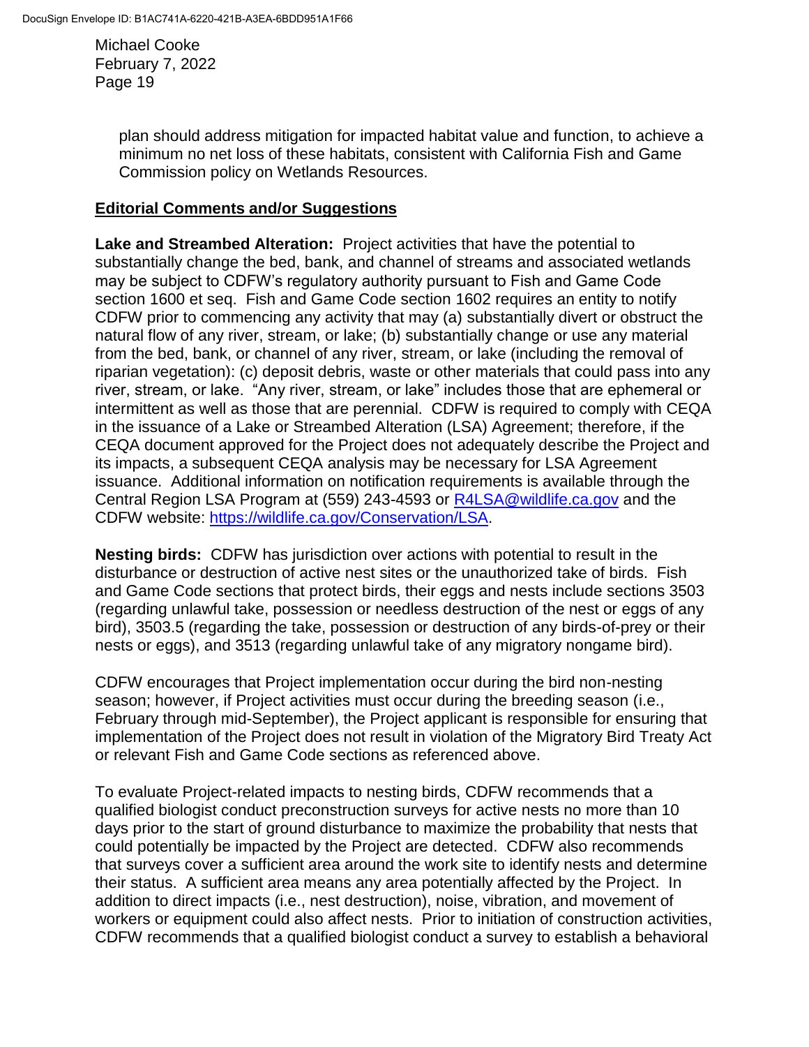plan should address mitigation for impacted habitat value and function, to achieve a minimum no net loss of these habitats, consistent with California Fish and Game Commission policy on Wetlands Resources.

**Editorial Comments and/or Suggestions**

**Lake and Streambed Alteration:** Project activities that have the potential to substantially change the bed, bank, and channel of streams and associated wetlands may be subject to CDFW's regulatory authority pursuant to Fish and Game Code section 1600 et seq. Fish and Game Code section 1602 requires an entity to notify CDFW prior to commencing any activity that may (a) substantially divert or obstruct the natural flow of any river, stream, or lake; (b) substantially change or use any material from the bed, bank, or channel of any river, stream, or lake (including the removal of riparian vegetation): (c) deposit debris, waste or other materials that could pass into any river, stream, or lake. "Any river, stream, or lake" includes those that are ephemeral or intermittent as well as those that are perennial. CDFW is required to comply with CEQA in the issuance of a Lake or Streambed Alteration (LSA) Agreement; therefore, if the CEQA document approved for the Project does not adequately describe the Project and its impacts, a subsequent CEQA analysis may be necessary for LSA Agreement issuance. Additional information on notification requirements is available through the Central Region LSA Program at (559) 243-4593 or R4LSA@wildlife.ca.gov and the CDFW website: https://wildlife.ca.gov/Conservation/LSA.

**Nesting birds:** CDFW has jurisdiction over actions with potential to result in the disturbance or destruction of active nest sites or the unauthorized take of birds. Fish and Game Code sections that protect birds, their eggs and nests include sections 3503 (regarding unlawful take, possession or needless destruction of the nest or eggs of any bird), 3503.5 (regarding the take, possession or destruction of any birds-of-prey or their nests or eggs), and 3513 (regarding unlawful take of any migratory nongame bird).

CDFW encourages that Project implementation occur during the bird non-nesting season; however, if Project activities must occur during the breeding season (i.e., February through mid-September), the Project applicant is responsible for ensuring that implementation of the Project does not result in violation of the Migratory Bird Treaty Act or relevant Fish and Game Code sections as referenced above.

To evaluate Project-related impacts to nesting birds, CDFW recommends that a qualified biologist conduct preconstruction surveys for active nests no more than 10 days prior to the start of ground disturbance to maximize the probability that nests that could potentially be impacted by the Project are detected. CDFW also recommends that surveys cover a sufficient area around the work site to identify nests and determine their status. A sufficient area means any area potentially affected by the Project. In addition to direct impacts (i.e., nest destruction), noise, vibration, and movement of workers or equipment could also affect nests. Prior to initiation of construction activities, CDFW recommends that a qualified biologist conduct a survey to establish a behavioral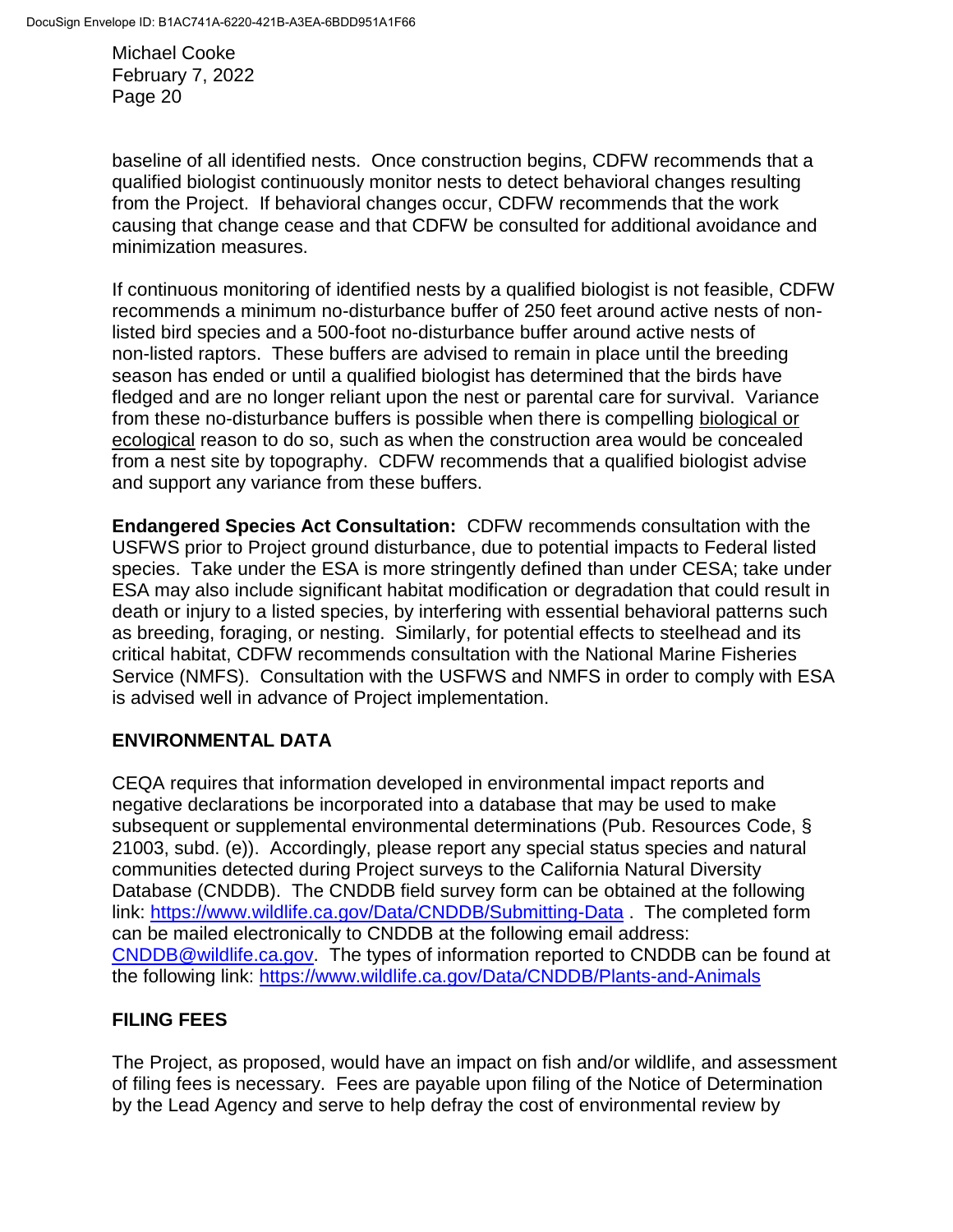baseline of all identified nests. Once construction begins, CDFW recommends that a qualified biologist continuously monitor nests to detect behavioral changes resulting from the Project. If behavioral changes occur, CDFW recommends that the work causing that change cease and that CDFW be consulted for additional avoidance and minimization measures.

If continuous monitoring of identified nests by a qualified biologist is not feasible, CDFW recommends a minimum no-disturbance buffer of 250 feet around active nests of non-listed bird species and a 500-foot no-disturbance buffer around active nests of non-listed raptors. These buffers are advised to remain in place until the breeding season has ended or until a qualified biologist has determined that the birds have fledged and are no longer reliant upon the nest or parental care for survival. Variance from these no-disturbance buffers is possible when there is compelling biological or ecological reason to do so, such as when the construction area would be concealed from a nest site by topography. CDFW recommends that a qualified biologist advise and support any variance from these buffers.

**Endangered Species Act Consultation:** CDFW recommends consultation with the USFWS prior to Project ground disturbance, due to potential impacts to Federal listed species. Take under the ESA is more stringently defined than under CESA; take under ESA may also include significant habitat modification or degradation that could result in death or injury to a listed species, by interfering with essential behavioral patterns such as breeding, foraging, or nesting. Similarly, for potential effects to steelhead and its critical habitat, CDFW recommends consultation with the National Marine Fisheries Service (NMFS). Consultation with the USFWS and NMFS in order to comply with ESA is advised well in advance of Project implementation.

## ENVIRONMENTAL DATA

CEQA requires that information developed in environmental impact reports and negative declarations be incorporated into a database that may be used to make subsequent or supplemental environmental determinations (Pub. Resources Code, § 21003, subd. (e)). Accordingly, please report any special status species and natural communities detected during Project surveys to the California Natural Diversity Database (CNDDB). The CNDDB field survey form can be obtained at the following link: https://www.wildlife.ca.gov/Data/CNDDB/Submitting-Data . The completed form can be mailed electronically to CNDDB at the following email address: CNDDB@wildlife.ca.gov. The types of information reported to CNDDB can be found at the following link: https://www.wildlife.ca.gov/Data/CNDDB/Plants-and-Animals

## FILING FEES

The Project, as proposed, would have an impact on fish and/or wildlife, and assessment of filing fees is necessary. Fees are payable upon filing of the Notice of Determination by the Lead Agency and serve to help defray the cost of environmental review by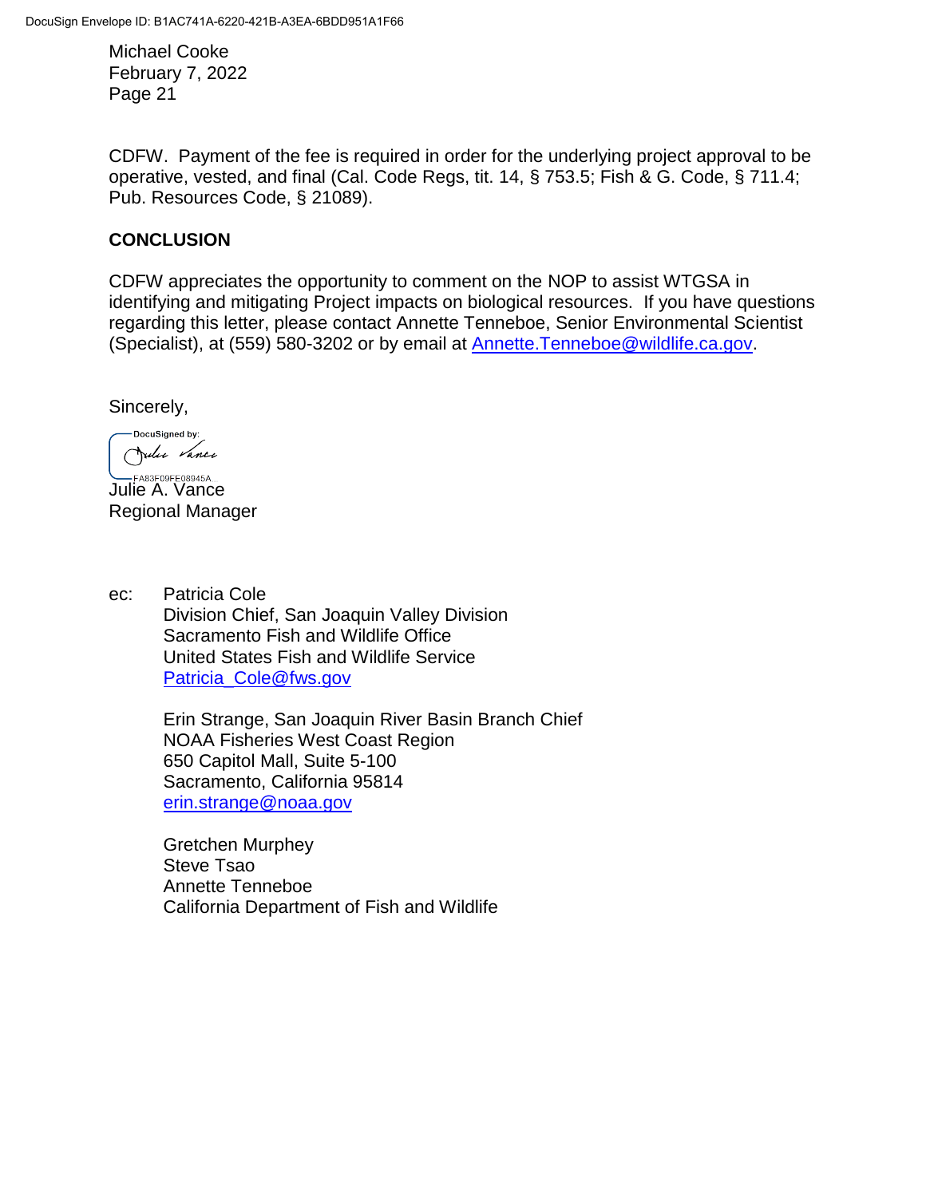CDFW. Payment of the fee is required in order for the underlying project approval to be operative, vested, and final (Cal. Code Regs, tit. 14, § 753.5; Fish & G. Code, § 711.4; Pub. Resources Code, § 21089).

## CONCLUSION

CDFW appreciates the opportunity to comment on the NOP to assist WTGSA in identifying and mitigating Project impacts on biological resources. If you have questions regarding this letter, please contact Annette Tenneboe, Senior Environmental Scientist (Specialist), at (559) 580-3202 or by email at [Annette.Tenneboe@wildlife.ca.gov](mailto:Annette.Tenneboe@wildlife.ca.gov).

Sincerely,

DocuSigned by:
FA83F09FE08945A

Julie A. Vance
Regional Manager

ec: Patricia Cole
Division Chief, San Joaquin Valley Division
Sacramento Fish and Wildlife Office
United States Fish and Wildlife Service
[Patricia_Cole@fws.gov](mailto:Patricia_Cole@fws.gov)

Erin Strange, San Joaquin River Basin Branch Chief
NOAA Fisheries West Coast Region
650 Capitol Mall, Suite 5-100
Sacramento, California 95814
[erin.strange@noaa.gov](mailto:erin.strange@noaa.gov)

Gretchen Murphey
Steve Tsao
Annette Tenneboe
California Department of Fish and Wildlife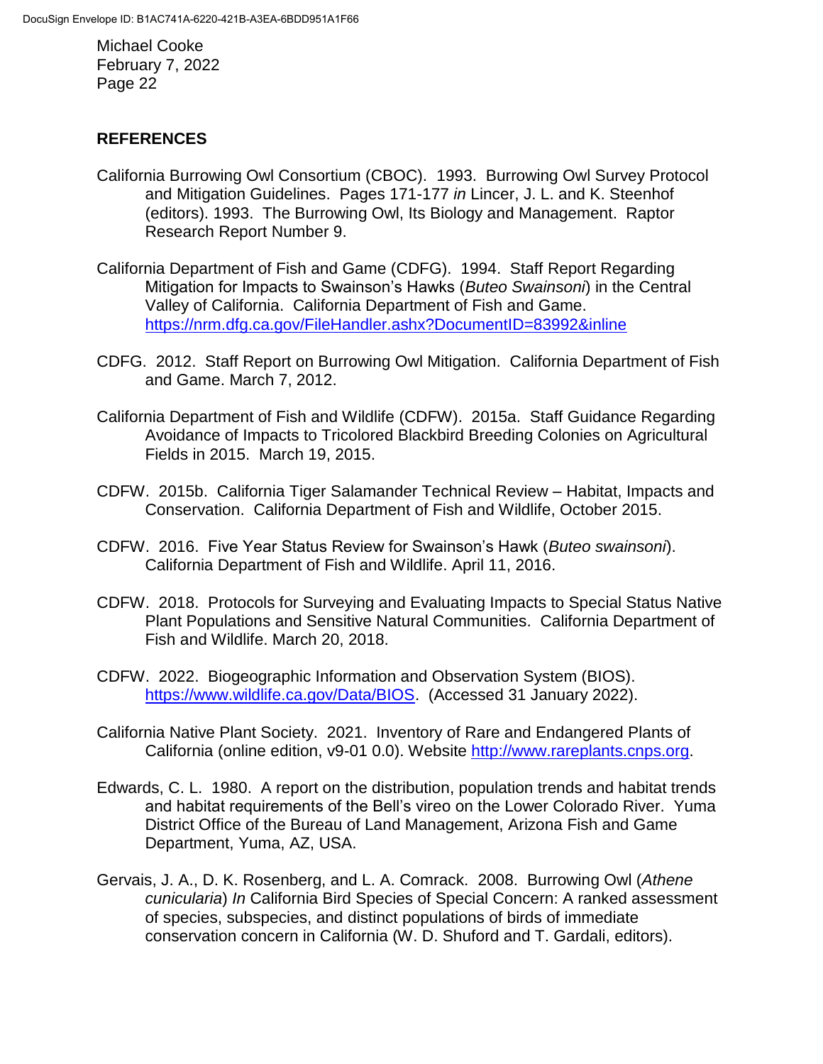## REFERENCES

California Burrowing Owl Consortium (CBOC). 1993. Burrowing Owl Survey Protocol and Mitigation Guidelines. Pages 171-177 *in* Lincer, J. L. and K. Steenhof (editors). 1993. The Burrowing Owl, Its Biology and Management. Raptor Research Report Number 9.

California Department of Fish and Game (CDFG). 1994. Staff Report Regarding Mitigation for Impacts to Swainson's Hawks (*Buteo Swainsoni*) in the Central Valley of California. California Department of Fish and Game. https://nrm.dfg.ca.gov/FileHandler.ashx?DocumentID=83992&inline

CDFG. 2012. Staff Report on Burrowing Owl Mitigation. California Department of Fish and Game. March 7, 2012.

California Department of Fish and Wildlife (CDFW). 2015a. Staff Guidance Regarding Avoidance of Impacts to Tricolored Blackbird Breeding Colonies on Agricultural Fields in 2015. March 19, 2015.

CDFW. 2015b. California Tiger Salamander Technical Review – Habitat, Impacts and Conservation. California Department of Fish and Wildlife, October 2015.

CDFW. 2016. Five Year Status Review for Swainson's Hawk (*Buteo swainsoni*). California Department of Fish and Wildlife. April 11, 2016.

CDFW. 2018. Protocols for Surveying and Evaluating Impacts to Special Status Native Plant Populations and Sensitive Natural Communities. California Department of Fish and Wildlife. March 20, 2018.

CDFW. 2022. Biogeographic Information and Observation System (BIOS). https://www.wildlife.ca.gov/Data/BIOS. (Accessed 31 January 2022).

California Native Plant Society. 2021. Inventory of Rare and Endangered Plants of California (online edition, v9-01 0.0). Website http://www.rareplants.cnps.org.

Edwards, C. L. 1980. A report on the distribution, population trends and habitat trends and habitat requirements of the Bell's vireo on the Lower Colorado River. Yuma District Office of the Bureau of Land Management, Arizona Fish and Game Department, Yuma, AZ, USA.

Gervais, J. A., D. K. Rosenberg, and L. A. Comrack. 2008. Burrowing Owl (*Athene cunicularia*) *In* California Bird Species of Special Concern: A ranked assessment of species, subspecies, and distinct populations of birds of immediate conservation concern in California (W. D. Shuford and T. Gardali, editors).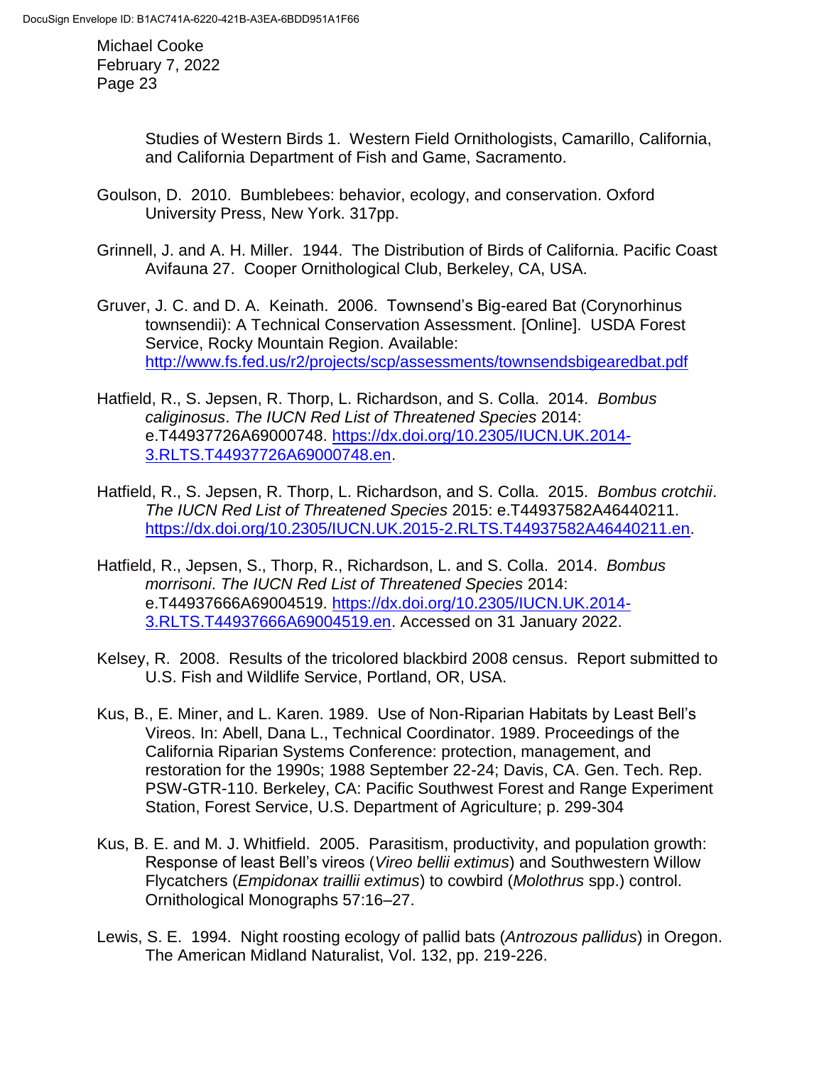Studies of Western Birds 1. Western Field Ornithologists, Camarillo, California, and California Department of Fish and Game, Sacramento.

Goulson, D. 2010. Bumblebees: behavior, ecology, and conservation. Oxford University Press, New York. 317pp.

Grinnell, J. and A. H. Miller. 1944. The Distribution of Birds of California. Pacific Coast Avifauna 27. Cooper Ornithological Club, Berkeley, CA, USA.

Gruver, J. C. and D. A. Keinath. 2006. Townsend's Big-eared Bat (Corynorhinus townsendii): A Technical Conservation Assessment. [Online]. USDA Forest Service, Rocky Mountain Region. Available: http://www.fs.fed.us/r2/projects/scp/assessments/townsendsbigearedbat.pdf

Hatfield, R., S. Jepsen, R. Thorp, L. Richardson, and S. Colla. 2014. *Bombus caliginosus*. *The IUCN Red List of Threatened Species* 2014: e.T44937726A69000748. https://dx.doi.org/10.2305/IUCN.UK.2014-3.RLTS.T44937726A69000748.en.

Hatfield, R., S. Jepsen, R. Thorp, L. Richardson, and S. Colla. 2015. *Bombus crotchii*. *The IUCN Red List of Threatened Species* 2015: e.T44937582A46440211. https://dx.doi.org/10.2305/IUCN.UK.2015-2.RLTS.T44937582A46440211.en.

Hatfield, R., Jepsen, S., Thorp, R., Richardson, L. and S. Colla. 2014. *Bombus morrisoni*. *The IUCN Red List of Threatened Species* 2014: e.T44937666A69004519. https://dx.doi.org/10.2305/IUCN.UK.2014-3.RLTS.T44937666A69004519.en. Accessed on 31 January 2022.

Kelsey, R. 2008. Results of the tricolored blackbird 2008 census. Report submitted to U.S. Fish and Wildlife Service, Portland, OR, USA.

Kus, B., E. Miner, and L. Karen. 1989. Use of Non-Riparian Habitats by Least Bell's Vireos. In: Abell, Dana L., Technical Coordinator. 1989. Proceedings of the California Riparian Systems Conference: protection, management, and restoration for the 1990s; 1988 September 22-24; Davis, CA. Gen. Tech. Rep. PSW-GTR-110. Berkeley, CA: Pacific Southwest Forest and Range Experiment Station, Forest Service, U.S. Department of Agriculture; p. 299-304

Kus, B. E. and M. J. Whitfield. 2005. Parasitism, productivity, and population growth: Response of least Bell's vireos (*Vireo bellii extimus*) and Southwestern Willow Flycatchers (*Empidonax traillii extimus*) to cowbird (*Molothrus* spp.) control. Ornithological Monographs 57:16–27.

Lewis, S. E. 1994. Night roosting ecology of pallid bats (*Antrozous pallidus*) in Oregon. The American Midland Naturalist, Vol. 132, pp. 219-226.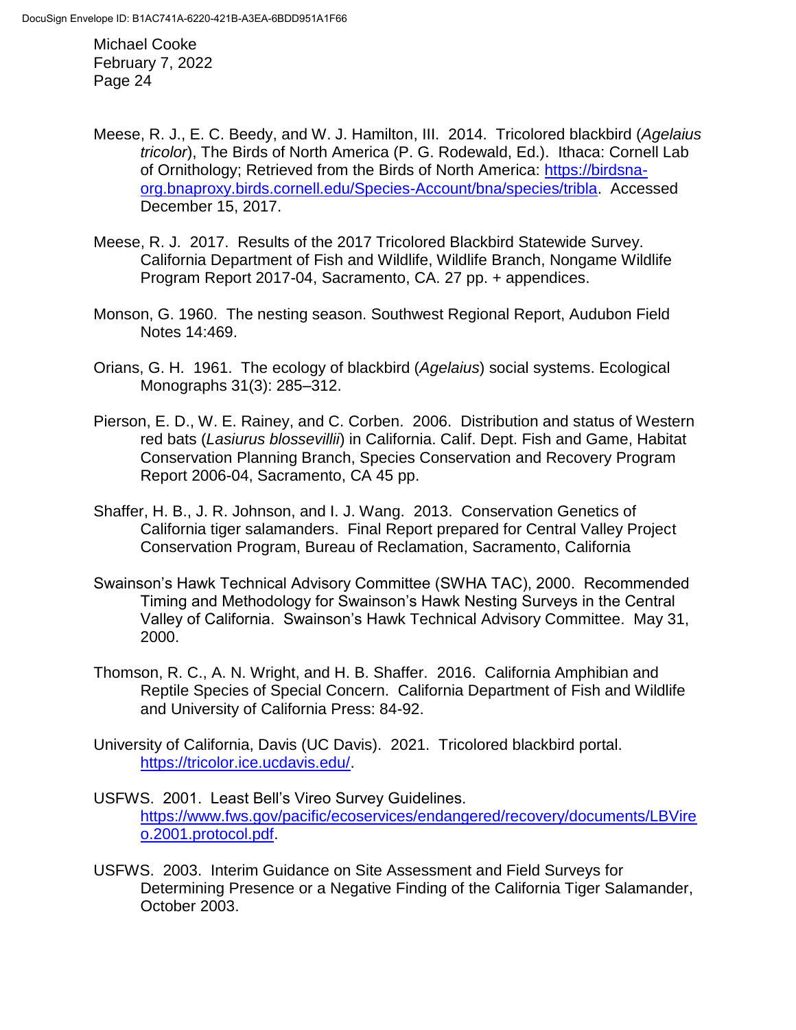Meese, R. J., E. C. Beedy, and W. J. Hamilton, III. 2014. Tricolored blackbird (*Agelaius tricolor*), The Birds of North America (P. G. Rodewald, Ed.). Ithaca: Cornell Lab of Ornithology; Retrieved from the Birds of North America: https://birdsna-org.bnaproxy.birds.cornell.edu/Species-Account/bna/species/tribla. Accessed December 15, 2017.

Meese, R. J. 2017. Results of the 2017 Tricolored Blackbird Statewide Survey. California Department of Fish and Wildlife, Wildlife Branch, Nongame Wildlife Program Report 2017-04, Sacramento, CA. 27 pp. + appendices.

Monson, G. 1960. The nesting season. Southwest Regional Report, Audubon Field Notes 14:469.

Orians, G. H. 1961. The ecology of blackbird (*Agelaius*) social systems. Ecological Monographs 31(3): 285–312.

Pierson, E. D., W. E. Rainey, and C. Corben. 2006. Distribution and status of Western red bats (*Lasiurus blossevillii*) in California. Calif. Dept. Fish and Game, Habitat Conservation Planning Branch, Species Conservation and Recovery Program Report 2006-04, Sacramento, CA 45 pp.

Shaffer, H. B., J. R. Johnson, and I. J. Wang. 2013. Conservation Genetics of California tiger salamanders. Final Report prepared for Central Valley Project Conservation Program, Bureau of Reclamation, Sacramento, California

Swainson's Hawk Technical Advisory Committee (SWHA TAC), 2000. Recommended Timing and Methodology for Swainson's Hawk Nesting Surveys in the Central Valley of California. Swainson's Hawk Technical Advisory Committee. May 31, 2000.

Thomson, R. C., A. N. Wright, and H. B. Shaffer. 2016. California Amphibian and Reptile Species of Special Concern. California Department of Fish and Wildlife and University of California Press: 84-92.

University of California, Davis (UC Davis). 2021. Tricolored blackbird portal. https://tricolor.ice.ucdavis.edu/.

USFWS. 2001. Least Bell's Vireo Survey Guidelines. https://www.fws.gov/pacific/ecoservices/endangered/recovery/documents/LBVireo.2001.protocol.pdf.

USFWS. 2003. Interim Guidance on Site Assessment and Field Surveys for Determining Presence or a Negative Finding of the California Tiger Salamander, October 2003.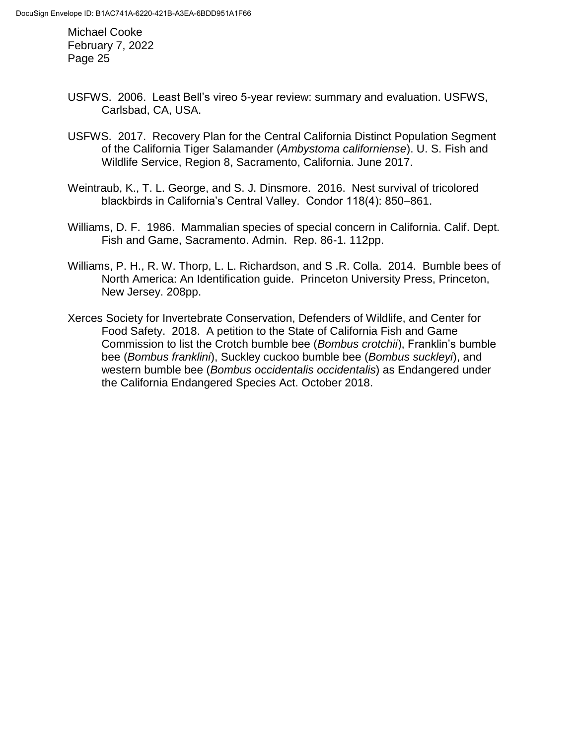USFWS. 2006. Least Bell's vireo 5-year review: summary and evaluation. USFWS, Carlsbad, CA, USA.

USFWS. 2017. Recovery Plan for the Central California Distinct Population Segment of the California Tiger Salamander (*Ambystoma californiense*). U. S. Fish and Wildlife Service, Region 8, Sacramento, California. June 2017.

Weintraub, K., T. L. George, and S. J. Dinsmore. 2016. Nest survival of tricolored blackbirds in California's Central Valley. Condor 118(4): 850–861.

Williams, D. F. 1986. Mammalian species of special concern in California. Calif. Dept. Fish and Game, Sacramento. Admin. Rep. 86-1. 112pp.

Williams, P. H., R. W. Thorp, L. L. Richardson, and S .R. Colla. 2014. Bumble bees of North America: An Identification guide. Princeton University Press, Princeton, New Jersey. 208pp.

Xerces Society for Invertebrate Conservation, Defenders of Wildlife, and Center for Food Safety. 2018. A petition to the State of California Fish and Game Commission to list the Crotch bumble bee (*Bombus crotchii*), Franklin's bumble bee (*Bombus franklini*), Suckley cuckoo bumble bee (*Bombus suckleyi*), and western bumble bee (*Bombus occidentalis occidentalis*) as Endangered under the California Endangered Species Act. October 2018.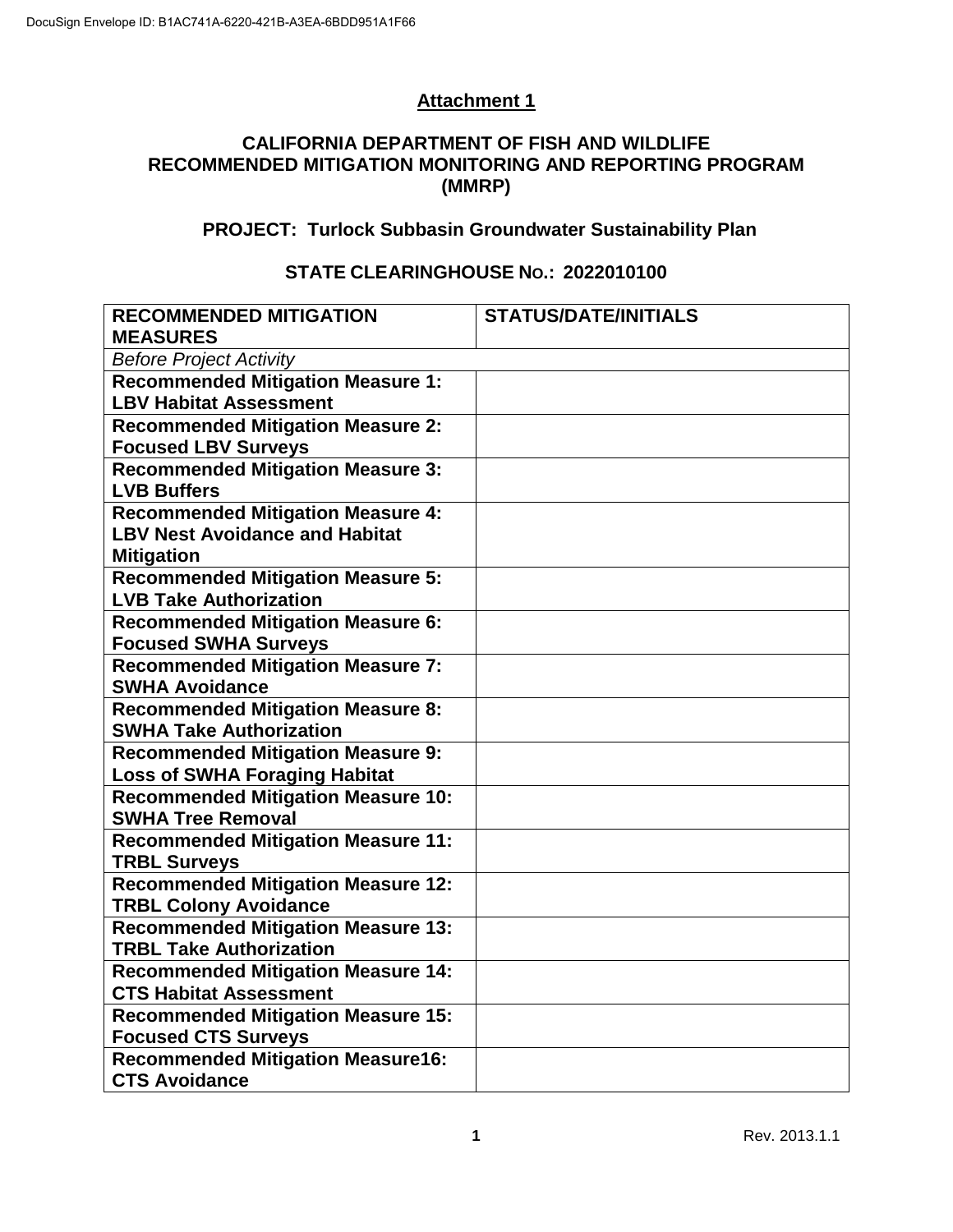## Attachment 1

### CALIFORNIA DEPARTMENT OF FISH AND WILDLIFE RECOMMENDED MITIGATION MONITORING AND REPORTING PROGRAM (MMRP)

### PROJECT: Turlock Subbasin Groundwater Sustainability Plan

### STATE CLEARINGHOUSE No.: 2022010100

| RECOMMENDED MITIGATION MEASURES | STATUS/DATE/INITIALS |
|---|---|
| *Before Project Activity* | |
| **Recommended Mitigation Measure 1: LBV Habitat Assessment** | |
| **Recommended Mitigation Measure 2: Focused LBV Surveys** | |
| **Recommended Mitigation Measure 3: LVB Buffers** | |
| **Recommended Mitigation Measure 4: LBV Nest Avoidance and Habitat Mitigation** | |
| **Recommended Mitigation Measure 5: LVB Take Authorization** | |
| **Recommended Mitigation Measure 6: Focused SWHA Surveys** | |
| **Recommended Mitigation Measure 7: SWHA Avoidance** | |
| **Recommended Mitigation Measure 8: SWHA Take Authorization** | |
| **Recommended Mitigation Measure 9: Loss of SWHA Foraging Habitat** | |
| **Recommended Mitigation Measure 10: SWHA Tree Removal** | |
| **Recommended Mitigation Measure 11: TRBL Surveys** | |
| **Recommended Mitigation Measure 12: TRBL Colony Avoidance** | |
| **Recommended Mitigation Measure 13: TRBL Take Authorization** | |
| **Recommended Mitigation Measure 14: CTS Habitat Assessment** | |
| **Recommended Mitigation Measure 15: Focused CTS Surveys** | |
| **Recommended Mitigation Measure16: CTS Avoidance** | |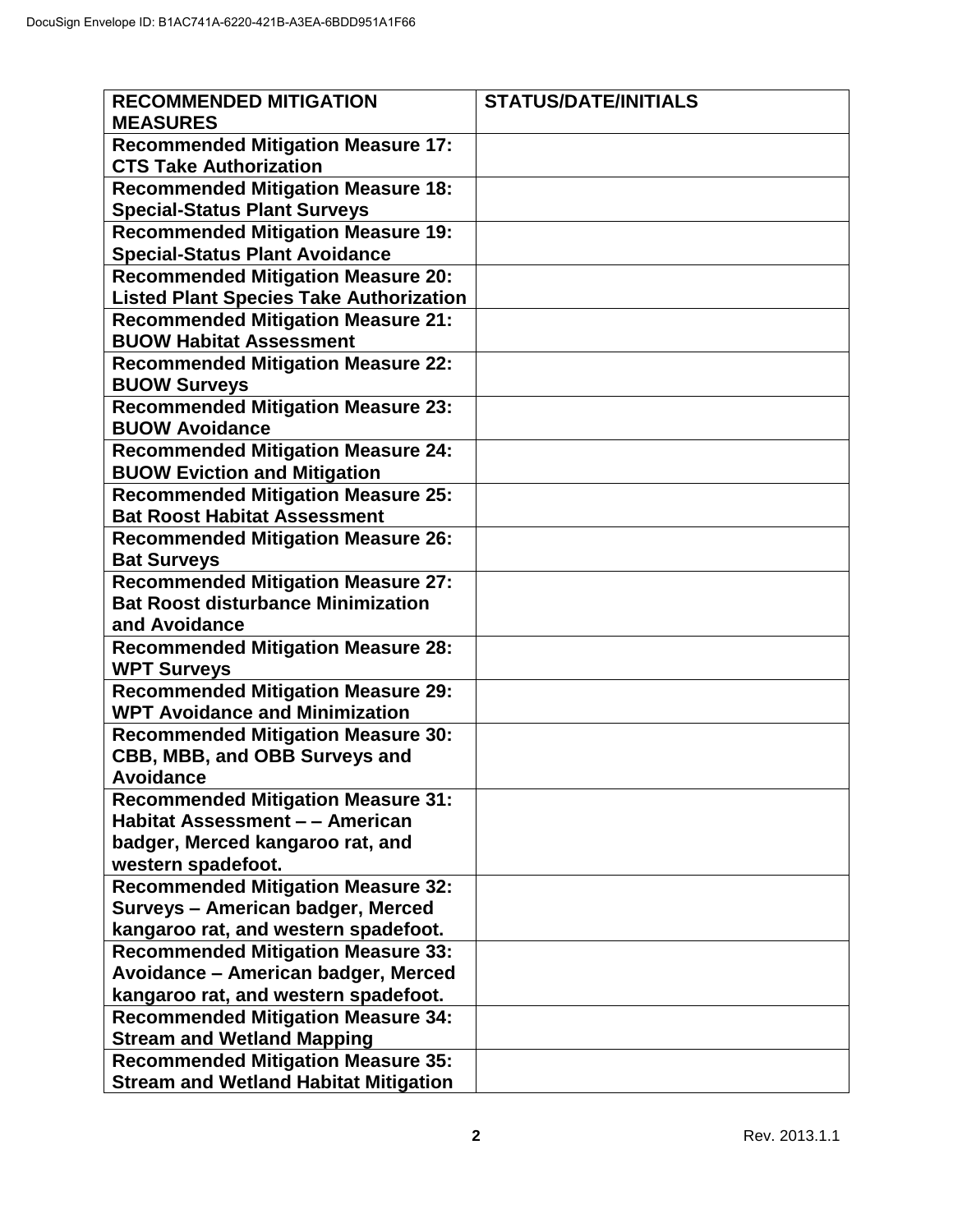| RECOMMENDED MITIGATION MEASURES | STATUS/DATE/INITIALS |
| --- | --- |
| **Recommended Mitigation Measure 17: CTS Take Authorization** | |
| **Recommended Mitigation Measure 18: Special-Status Plant Surveys** | |
| **Recommended Mitigation Measure 19: Special-Status Plant Avoidance** | |
| **Recommended Mitigation Measure 20: Listed Plant Species Take Authorization** | |
| **Recommended Mitigation Measure 21: BUOW Habitat Assessment** | |
| **Recommended Mitigation Measure 22: BUOW Surveys** | |
| **Recommended Mitigation Measure 23: BUOW Avoidance** | |
| **Recommended Mitigation Measure 24: BUOW Eviction and Mitigation** | |
| **Recommended Mitigation Measure 25: Bat Roost Habitat Assessment** | |
| **Recommended Mitigation Measure 26: Bat Surveys** | |
| **Recommended Mitigation Measure 27: Bat Roost disturbance Minimization and Avoidance** | |
| **Recommended Mitigation Measure 28: WPT Surveys** | |
| **Recommended Mitigation Measure 29: WPT Avoidance and Minimization** | |
| **Recommended Mitigation Measure 30: CBB, MBB, and OBB Surveys and Avoidance** | |
| **Recommended Mitigation Measure 31: Habitat Assessment – – American badger, Merced kangaroo rat, and western spadefoot.** | |
| **Recommended Mitigation Measure 32: Surveys – American badger, Merced kangaroo rat, and western spadefoot.** | |
| **Recommended Mitigation Measure 33: Avoidance – American badger, Merced kangaroo rat, and western spadefoot.** | |
| **Recommended Mitigation Measure 34: Stream and Wetland Mapping** | |
| **Recommended Mitigation Measure 35: Stream and Wetland Habitat Mitigation** | |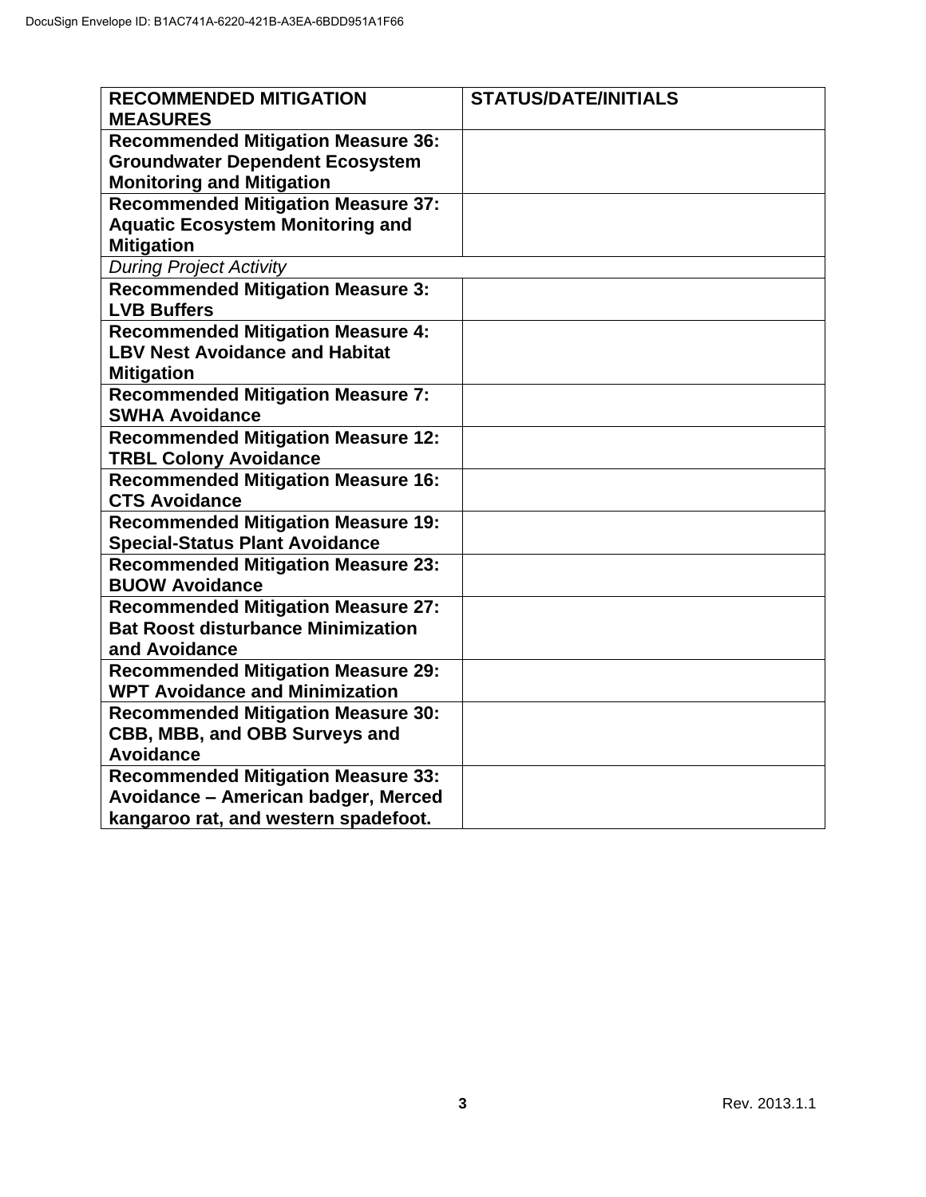| **RECOMMENDED MITIGATION MEASURES** | **STATUS/DATE/INITIALS** |
|---|---|
| **Recommended Mitigation Measure 36: Groundwater Dependent Ecosystem Monitoring and Mitigation** | |
| **Recommended Mitigation Measure 37: Aquatic Ecosystem Monitoring and Mitigation** | |
| *During Project Activity* | |
| **Recommended Mitigation Measure 3: LVB Buffers** | |
| **Recommended Mitigation Measure 4: LBV Nest Avoidance and Habitat Mitigation** | |
| **Recommended Mitigation Measure 7: SWHA Avoidance** | |
| **Recommended Mitigation Measure 12: TRBL Colony Avoidance** | |
| **Recommended Mitigation Measure 16: CTS Avoidance** | |
| **Recommended Mitigation Measure 19: Special-Status Plant Avoidance** | |
| **Recommended Mitigation Measure 23: BUOW Avoidance** | |
| **Recommended Mitigation Measure 27: Bat Roost disturbance Minimization and Avoidance** | |
| **Recommended Mitigation Measure 29: WPT Avoidance and Minimization** | |
| **Recommended Mitigation Measure 30: CBB, MBB, and OBB Surveys and Avoidance** | |
| **Recommended Mitigation Measure 33: Avoidance – American badger, Merced kangaroo rat, and western spadefoot.** | |

Rev. 2013.1.1